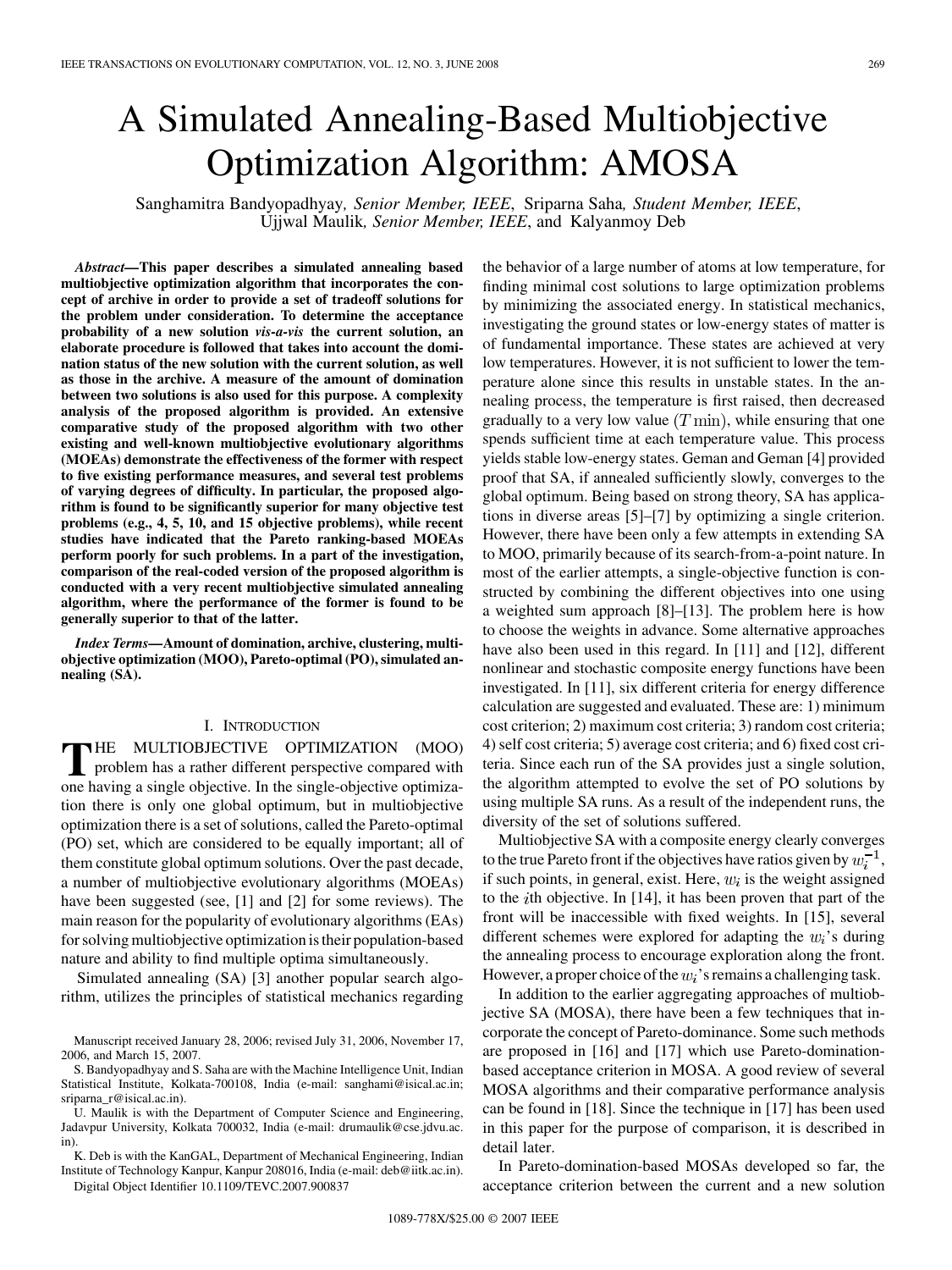# A Simulated Annealing-Based Multiobjective Optimization Algorithm: AMOSA

Sanghamitra Bandyopadhyay, *Senior Member, IEEE*, Sriparna Saha, *Student Member, IEEE*, Ujjwal Maulik, *Senior Member, IEEE*, and Kalyanmoy Deb

***Abstract*—This paper describes a simulated annealing based multiobjective optimization algorithm that incorporates the concept of archive in order to provide a set of tradeoff solutions for the problem under consideration. To determine the acceptance probability of a new solution *vis-a-vis* the current solution, an elaborate procedure is followed that takes into account the domination status of the new solution with the current solution, as well as those in the archive. A measure of the amount of domination between two solutions is also used for this purpose. A complexity analysis of the proposed algorithm is provided. An extensive comparative study of the proposed algorithm with two other existing and well-known multiobjective evolutionary algorithms (MOEAs) demonstrate the effectiveness of the former with respect to five existing performance measures, and several test problems of varying degrees of difficulty. In particular, the proposed algorithm is found to be significantly superior for many objective test problems (e.g., 4, 5, 10, and 15 objective problems), while recent studies have indicated that the Pareto ranking-based MOEAs perform poorly for such problems. In a part of the investigation, comparison of the real-coded version of the proposed algorithm is conducted with a very recent multiobjective simulated annealing algorithm, where the performance of the former is found to be generally superior to that of the latter.**

***Index Terms*—Amount of domination, archive, clustering, multiobjective optimization (MOO), Pareto-optimal (PO), simulated annealing (SA).**

## I. Introduction

The multiobjective optimization (MOO) problem has a rather different perspective compared with one having a single objective. In the single-objective optimization there is only one global optimum, but in multiobjective optimization there is a set of solutions, called the Pareto-optimal (PO) set, which are considered to be equally important; all of them constitute global optimum solutions. Over the past decade, a number of multiobjective evolutionary algorithms (MOEAs) have been suggested (see, [1] and [2] for some reviews). The main reason for the popularity of evolutionary algorithms (EAs) for solving multiobjective optimization is their population-based nature and ability to find multiple optima simultaneously.

Simulated annealing (SA) [3] another popular search algorithm, utilizes the principles of statistical mechanics regarding the behavior of a large number of atoms at low temperature, for finding minimal cost solutions to large optimization problems by minimizing the associated energy. In statistical mechanics, investigating the ground states or low-energy states of matter is of fundamental importance. These states are achieved at very low temperatures. However, it is not sufficient to lower the temperature alone since this results in unstable states. In the annealing process, the temperature is first raised, then decreased gradually to a very low value ($T\min$), while ensuring that one spends sufficient time at each temperature value. This process yields stable low-energy states. Geman and Geman [4] provided proof that SA, if annealed sufficiently slowly, converges to the global optimum. Being based on strong theory, SA has applications in diverse areas [5]–[7] by optimizing a single criterion. However, there have been only a few attempts in extending SA to MOO, primarily because of its search-from-a-point nature. In most of the earlier attempts, a single-objective function is constructed by combining the different objectives into one using a weighted sum approach [8]–[13]. The problem here is how to choose the weights in advance. Some alternative approaches have also been used in this regard. In [11] and [12], different nonlinear and stochastic composite energy functions have been investigated. In [11], six different criteria for energy difference calculation are suggested and evaluated. These are: 1) minimum cost criterion; 2) maximum cost criteria; 3) random cost criteria; 4) self cost criteria; 5) average cost criteria; and 6) fixed cost criteria. Since each run of the SA provides just a single solution, the algorithm attempted to evolve the set of PO solutions by using multiple SA runs. As a result of the independent runs, the diversity of the set of solutions suffered.

Multiobjective SA with a composite energy clearly converges to the true Pareto front if the objectives have ratios given by $w_i^{-1}$, if such points, in general, exist. Here, $w_i$ is the weight assigned to the $i$th objective. In [14], it has been proven that part of the front will be inaccessible with fixed weights. In [15], several different schemes were explored for adapting the $w_i$'s during the annealing process to encourage exploration along the front. However, a proper choice of the $w_i$'s remains a challenging task.

In addition to the earlier aggregating approaches of multiobjective SA (MOSA), there have been a few techniques that incorporate the concept of Pareto-dominance. Some such methods are proposed in [16] and [17] which use Pareto-domination-based acceptance criterion in MOSA. A good review of several MOSA algorithms and their comparative performance analysis can be found in [18]. Since the technique in [17] has been used in this paper for the purpose of comparison, it is described in detail later.

In Pareto-domination-based MOSAs developed so far, the acceptance criterion between the current and a new solution

---

Manuscript received January 28, 2006; revised July 31, 2006, November 17, 2006, and March 15, 2007.

S. Bandyopadhyay and S. Saha are with the Machine Intelligence Unit, Indian Statistical Institute, Kolkata-700108, India (e-mail: sanghami@isical.ac.in; sriparna_r@isical.ac.in).

U. Maulik is with the Department of Computer Science and Engineering, Jadavpur University, Kolkata 700032, India (e-mail: drumaulik@cse.jdvu.ac.in).

K. Deb is with the KanGAL, Department of Mechanical Engineering, Indian Institute of Technology Kanpur, Kanpur 208016, India (e-mail: deb@iitk.ac.in).

Digital Object Identifier 10.1109/TEVC.2007.900837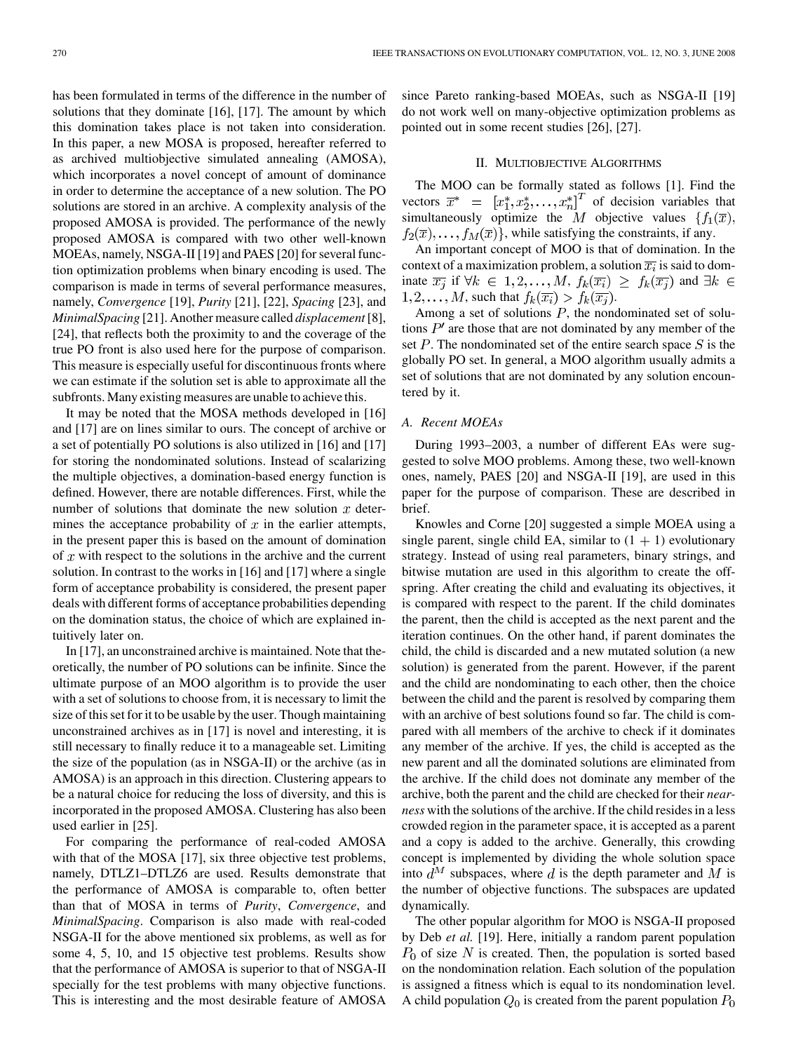has been formulated in terms of the difference in the number of solutions that they dominate [16], [17]. The amount by which this domination takes place is not taken into consideration. In this paper, a new MOSA is proposed, hereafter referred to as archived multiobjective simulated annealing (AMOSA), which incorporates a novel concept of amount of dominance in order to determine the acceptance of a new solution. The PO solutions are stored in an archive. A complexity analysis of the proposed AMOSA is provided. The performance of the newly proposed AMOSA is compared with two other well-known MOEAs, namely, NSGA-II [19] and PAES [20] for several function optimization problems when binary encoding is used. The comparison is made in terms of several performance measures, namely, *Convergence* [19], *Purity* [21], [22], *Spacing* [23], and *MinimalSpacing* [21]. Another measure called *displacement* [8], [24], that reflects both the proximity to and the coverage of the true PO front is also used here for the purpose of comparison. This measure is especially useful for discontinuous fronts where we can estimate if the solution set is able to approximate all the subfronts. Many existing measures are unable to achieve this.

It may be noted that the MOSA methods developed in [16] and [17] are on lines similar to ours. The concept of archive or a set of potentially PO solutions is also utilized in [16] and [17] for storing the nondominated solutions. Instead of scalarizing the multiple objectives, a domination-based energy function is defined. However, there are notable differences. First, while the number of solutions that dominate the new solution $x$ determines the acceptance probability of $x$ in the earlier attempts, in the present paper this is based on the amount of domination of $x$ with respect to the solutions in the archive and the current solution. In contrast to the works in [16] and [17] where a single form of acceptance probability is considered, the present paper deals with different forms of acceptance probabilities depending on the domination status, the choice of which are explained intuitively later on.

In [17], an unconstrained archive is maintained. Note that theoretically, the number of PO solutions can be infinite. Since the ultimate purpose of an MOO algorithm is to provide the user with a set of solutions to choose from, it is necessary to limit the size of this set for it to be usable by the user. Though maintaining unconstrained archives as in [17] is novel and interesting, it is still necessary to finally reduce it to a manageable set. Limiting the size of the population (as in NSGA-II) or the archive (as in AMOSA) is an approach in this direction. Clustering appears to be a natural choice for reducing the loss of diversity, and this is incorporated in the proposed AMOSA. Clustering has also been used earlier in [25].

For comparing the performance of real-coded AMOSA with that of the MOSA [17], six three objective test problems, namely, DTLZ1–DTLZ6 are used. Results demonstrate that the performance of AMOSA is comparable to, often better than that of MOSA in terms of *Purity*, *Convergence*, and *MinimalSpacing*. Comparison is also made with real-coded NSGA-II for the above mentioned six problems, as well as for some 4, 5, 10, and 15 objective test problems. Results show that the performance of AMOSA is superior to that of NSGA-II specially for the test problems with many objective functions. This is interesting and the most desirable feature of AMOSA since Pareto ranking-based MOEAs, such as NSGA-II [19] do not work well on many-objective optimization problems as pointed out in some recent studies [26], [27].

## II. Multiobjective Algorithms

The MOO can be formally stated as follows [1]. Find the vectors $\overline{x}^* = [x_1^*, x_2^*, \ldots, x_n^*]^T$ of decision variables that simultaneously optimize the $M$ objective values $\{f_1(\overline{x}), f_2(\overline{x}), \ldots, f_M(\overline{x})\}$, while satisfying the constraints, if any.

An important concept of MOO is that of domination. In the context of a maximization problem, a solution $\overline{x_i}$ is said to dominate $\overline{x_j}$ if $\forall k \in 1, 2, \ldots, M$, $f_k(\overline{x_i}) \geq f_k(\overline{x_j})$ and $\exists k \in 1, 2, \ldots, M$, such that $f_k(\overline{x_i}) > f_k(\overline{x_j})$.

Among a set of solutions $P$, the nondominated set of solutions $P'$ are those that are not dominated by any member of the set $P$. The nondominated set of the entire search space $S$ is the globally PO set. In general, a MOO algorithm usually admits a set of solutions that are not dominated by any solution encountered by it.

### A. Recent MOEAs

During 1993–2003, a number of different EAs were suggested to solve MOO problems. Among these, two well-known ones, namely, PAES [20] and NSGA-II [19], are used in this paper for the purpose of comparison. These are described in brief.

Knowles and Corne [20] suggested a simple MOEA using a single parent, single child EA, similar to (1 + 1) evolutionary strategy. Instead of using real parameters, binary strings, and bitwise mutation are used in this algorithm to create the offspring. After creating the child and evaluating its objectives, it is compared with respect to the parent. If the child dominates the parent, then the child is accepted as the next parent and the iteration continues. On the other hand, if parent dominates the child, the child is discarded and a new mutated solution (a new solution) is generated from the parent. However, if the parent and the child are nondominating to each other, then the choice between the child and the parent is resolved by comparing them with an archive of best solutions found so far. The child is compared with all members of the archive to check if it dominates any member of the archive. If yes, the child is accepted as the new parent and all the dominated solutions are eliminated from the archive. If the child does not dominate any member of the archive, both the parent and the child are checked for their *nearness* with the solutions of the archive. If the child resides in a less crowded region in the parameter space, it is accepted as a parent and a copy is added to the archive. Generally, this crowding concept is implemented by dividing the whole solution space into $d^M$ subspaces, where $d$ is the depth parameter and $M$ is the number of objective functions. The subspaces are updated dynamically.

The other popular algorithm for MOO is NSGA-II proposed by Deb *et al.* [19]. Here, initially a random parent population $P_0$ of size $N$ is created. Then, the population is sorted based on the nondomination relation. Each solution of the population is assigned a fitness which is equal to its nondomination level. A child population $Q_0$ is created from the parent population $P_0$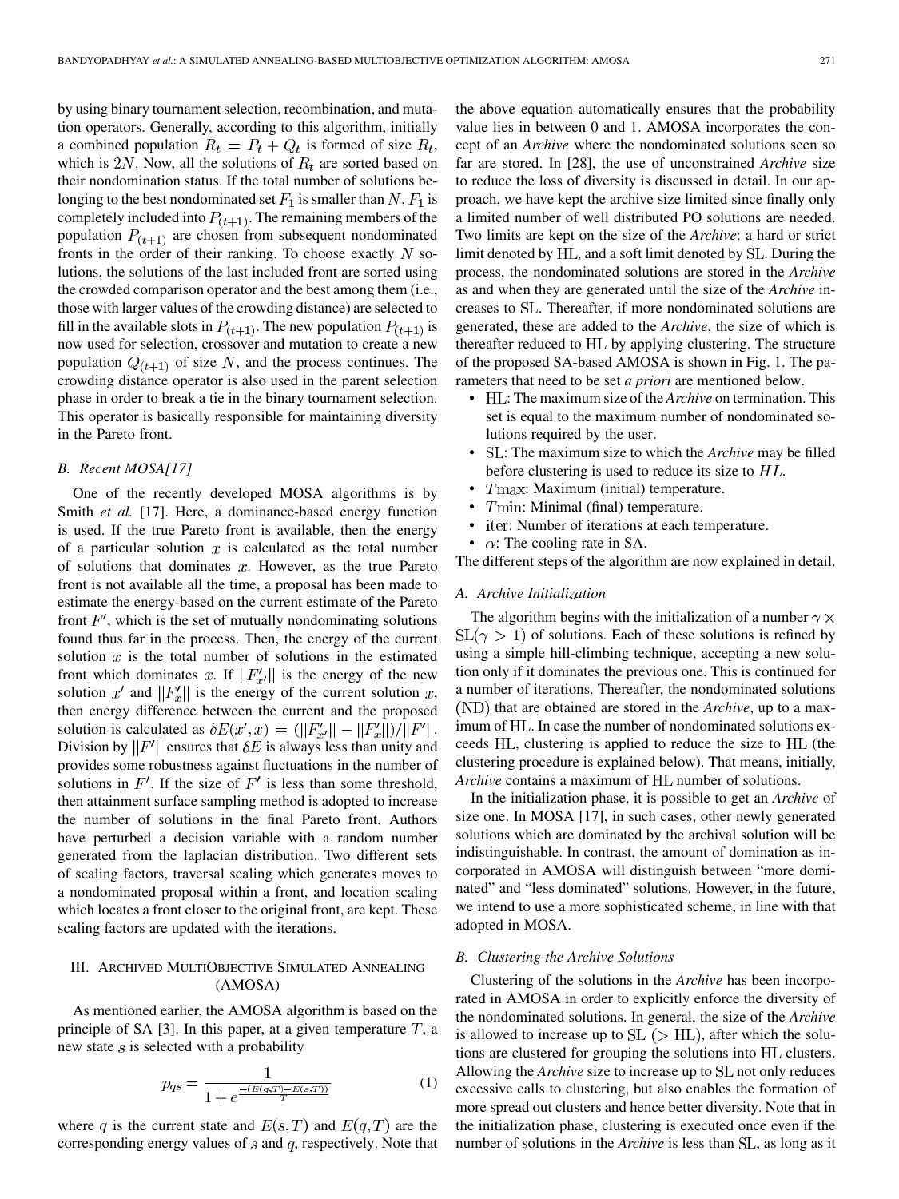by using binary tournament selection, recombination, and mutation operators. Generally, according to this algorithm, initially a combined population $R_t = P_t + Q_t$ is formed of size $R_t$, which is $2N$. Now, all the solutions of $R_t$ are sorted based on their nondomination status. If the total number of solutions belonging to the best nondominated set $F_1$ is smaller than $N$, $F_1$ is completely included into $P_{(t+1)}$. The remaining members of the population $P_{(t+1)}$ are chosen from subsequent nondominated fronts in the order of their ranking. To choose exactly $N$ solutions, the solutions of the last included front are sorted using the crowded comparison operator and the best among them (i.e., those with larger values of the crowding distance) are selected to fill in the available slots in $P_{(t+1)}$. The new population $P_{(t+1)}$ is now used for selection, crossover and mutation to create a new population $Q_{(t+1)}$ of size $N$, and the process continues. The crowding distance operator is also used in the parent selection phase in order to break a tie in the binary tournament selection. This operator is basically responsible for maintaining diversity in the Pareto front.

### B. Recent MOSA[17]

One of the recently developed MOSA algorithms is by Smith *et al.* [17]. Here, a dominance-based energy function is used. If the true Pareto front is available, then the energy of a particular solution $x$ is calculated as the total number of solutions that dominates $x$. However, as the true Pareto front is not available all the time, a proposal has been made to estimate the energy-based on the current estimate of the Pareto front $F'$, which is the set of mutually nondominating solutions found thus far in the process. Then, the energy of the current solution $x$ is the total number of solutions in the estimated front which dominates $x$. If $||F'_{x'}||$ is the energy of the new solution $x'$ and $||F'_x||$ is the energy of the current solution $x$, then energy difference between the current and the proposed solution is calculated as $\delta E(x', x) = (||F'_{x'}|| - ||F'_x||)/||F'||$. Division by $||F'||$ ensures that $\delta E$ is always less than unity and provides some robustness against fluctuations in the number of solutions in $F'$. If the size of $F'$ is less than some threshold, then attainment surface sampling method is adopted to increase the number of solutions in the final Pareto front. Authors have perturbed a decision variable with a random number generated from the laplacian distribution. Two different sets of scaling factors, traversal scaling which generates moves to a nondominated proposal within a front, and location scaling which locates a front closer to the original front, are kept. These scaling factors are updated with the iterations.

## III. Archived MultiObjective Simulated Annealing (AMOSA)

As mentioned earlier, the AMOSA algorithm is based on the principle of SA [3]. In this paper, at a given temperature $T$, a new state $s$ is selected with a probability

$$p_{qs} = \frac{1}{1 + e^{\frac{-(E(q,T) - E(s,T))}{T}}} \tag{1}$$

where $q$ is the current state and $E(s,T)$ and $E(q,T)$ are the corresponding energy values of $s$ and $q$, respectively. Note that the above equation automatically ensures that the probability value lies in between 0 and 1. AMOSA incorporates the concept of an *Archive* where the nondominated solutions seen so far are stored. In [28], the use of unconstrained *Archive* size to reduce the loss of diversity is discussed in detail. In our approach, we have kept the archive size limited since finally only a limited number of well distributed PO solutions are needed. Two limits are kept on the size of the *Archive*: a hard or strict limit denoted by $\mathrm{HL}$, and a soft limit denoted by $\mathrm{SL}$. During the process, the nondominated solutions are stored in the *Archive* as and when they are generated until the size of the *Archive* increases to $\mathrm{SL}$. Thereafter, if more nondominated solutions are generated, these are added to the *Archive*, the size of which is thereafter reduced to $\mathrm{HL}$ by applying clustering. The structure of the proposed SA-based AMOSA is shown in Fig. 1. The parameters that need to be set *a priori* are mentioned below.

- $\mathrm{HL}$: The maximum size of the *Archive* on termination. This set is equal to the maximum number of nondominated solutions required by the user.
- $\mathrm{SL}$: The maximum size to which the *Archive* may be filled before clustering is used to reduce its size to $HL$.
- $T\max$: Maximum (initial) temperature.
- $T\min$: Minimal (final) temperature.
- $\mathrm{iter}$: Number of iterations at each temperature.
- $\alpha$: The cooling rate in SA.

The different steps of the algorithm are now explained in detail.

### A. Archive Initialization

The algorithm begins with the initialization of a number $\gamma \times \mathrm{SL}(\gamma > 1)$ of solutions. Each of these solutions is refined by using a simple hill-climbing technique, accepting a new solution only if it dominates the previous one. This is continued for a number of iterations. Thereafter, the nondominated solutions $(\mathrm{ND})$ that are obtained are stored in the *Archive*, up to a maximum of $\mathrm{HL}$. In case the number of nondominated solutions exceeds $\mathrm{HL}$, clustering is applied to reduce the size to $\mathrm{HL}$ (the clustering procedure is explained below). That means, initially, *Archive* contains a maximum of $\mathrm{HL}$ number of solutions.

In the initialization phase, it is possible to get an *Archive* of size one. In MOSA [17], in such cases, other newly generated solutions which are dominated by the archival solution will be indistinguishable. In contrast, the amount of domination as incorporated in AMOSA will distinguish between "more dominated" and "less dominated" solutions. However, in the future, we intend to use a more sophisticated scheme, in line with that adopted in MOSA.

### B. Clustering the Archive Solutions

Clustering of the solutions in the *Archive* has been incorporated in AMOSA in order to explicitly enforce the diversity of the nondominated solutions. In general, the size of the *Archive* is allowed to increase up to $\mathrm{SL}$ $(> \mathrm{HL})$, after which the solutions are clustered for grouping the solutions into $\mathrm{HL}$ clusters. Allowing the *Archive* size to increase up to $\mathrm{SL}$ not only reduces excessive calls to clustering, but also enables the formation of more spread out clusters and hence better diversity. Note that in the initialization phase, clustering is executed once even if the number of solutions in the *Archive* is less than $\mathrm{SL}$, as long as it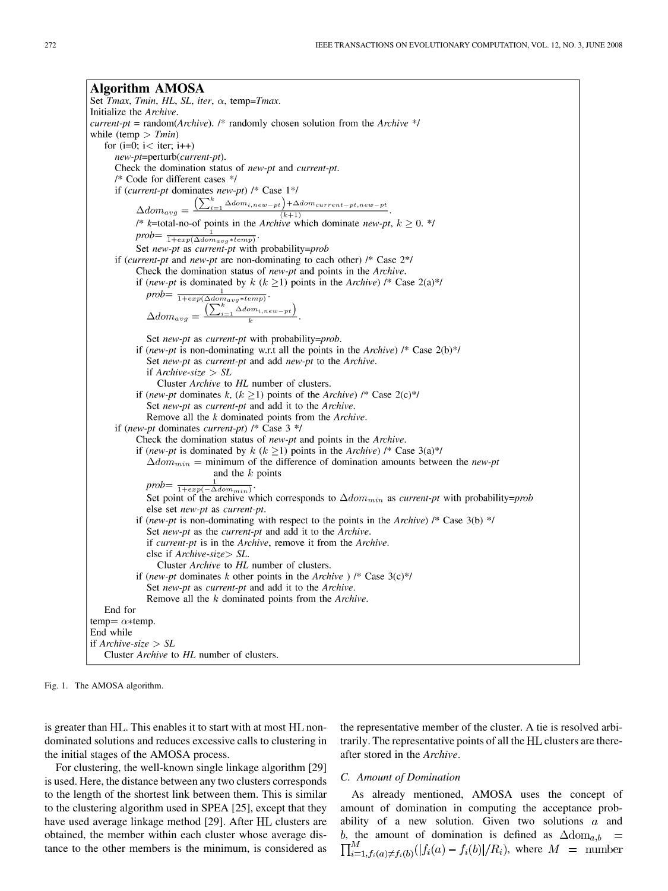```
Algorithm AMOSA
Set Tmax, Tmin, HL, SL, iter, α, temp=Tmax.
Initialize the Archive.
current-pt = random(Archive). /* randomly chosen solution from the Archive */
while (temp > Tmin)
    for (i=0; i< iter; i++)
        new-pt=perturb(current-pt).
        Check the domination status of new-pt and current-pt.
        /* Code for different cases */
        if (current-pt dominates new-pt) /* Case 1*/
            Δdom_avg = ((Σ_{i=1}^{k} Δdom_{i,new-pt}) + Δdom_{current-pt,new-pt}) / (k+1).
            /* k=total-no-of points in the Archive which dominate new-pt, k ≥ 0. */
            prob= 1 / (1+exp(Δdom_avg * temp)).
            Set new-pt as current-pt with probability=prob
        if (current-pt and new-pt are non-dominating to each other) /* Case 2*/
            Check the domination status of new-pt and points in the Archive.
            if (new-pt is dominated by k (k ≥1) points in the Archive) /* Case 2(a)*/
                prob= 1 / (1+exp(Δdom_avg * temp)).
                Δdom_avg = (Σ_{i=1}^{k} Δdom_{i,new-pt}) / k.
                Set new-pt as current-pt with probability=prob.
            if (new-pt is non-dominating w.r.t all the points in the Archive) /* Case 2(b)*/
                Set new-pt as current-pt and add new-pt to the Archive.
                if Archive-size > SL
                    Cluster Archive to HL number of clusters.
            if (new-pt dominates k, (k ≥1) points of the Archive) /* Case 2(c)*/
                Set new-pt as current-pt and add it to the Archive.
                Remove all the k dominated points from the Archive.
        if (new-pt dominates current-pt) /* Case 3 */
            Check the domination status of new-pt and points in the Archive.
            if (new-pt is dominated by k (k ≥1) points in the Archive) /* Case 3(a)*/
                Δdom_min = minimum of the difference of domination amounts between the new-pt
                           and the k points
                prob= 1 / (1+exp(-Δdom_min)).
                Set point of the archive which corresponds to Δdom_min as current-pt with probability=prob
                else set new-pt as current-pt.
            if (new-pt is non-dominating with respect to the points in the Archive) /* Case 3(b) */
                Set new-pt as the current-pt and add it to the Archive.
                if current-pt is in the Archive, remove it from the Archive.
                else if Archive-size> SL.
                    Cluster Archive to HL number of clusters.
            if (new-pt dominates k other points in the Archive ) /* Case 3(c)*/
                Set new-pt as current-pt and add it to the Archive.
                Remove all the k dominated points from the Archive.
    End for
    temp= α*temp.
End while
if Archive-size > SL
    Cluster Archive to HL number of clusters.
```

Fig. 1. The AMOSA algorithm.

is greater than HL. This enables it to start with at most HL non-dominated solutions and reduces excessive calls to clustering in the initial stages of the AMOSA process.

For clustering, the well-known single linkage algorithm [29] is used. Here, the distance between any two clusters corresponds to the length of the shortest link between them. This is similar to the clustering algorithm used in SPEA [25], except that they have used average linkage method [29]. After HL clusters are obtained, the member within each cluster whose average distance to the other members is the minimum, is considered as the representative member of the cluster. A tie is resolved arbitrarily. The representative points of all the HL clusters are thereafter stored in the *Archive*.

### C. Amount of Domination

As already mentioned, AMOSA uses the concept of amount of domination in computing the acceptance probability of a new solution. Given two solutions $a$ and $b$, the amount of domination is defined as $\Delta\mathrm{dom}_{a,b} = \prod_{i=1, f_i(a)\neq f_i(b)}^{M} (|f_i(a) - f_i(b)|/R_i)$, where $M$ = number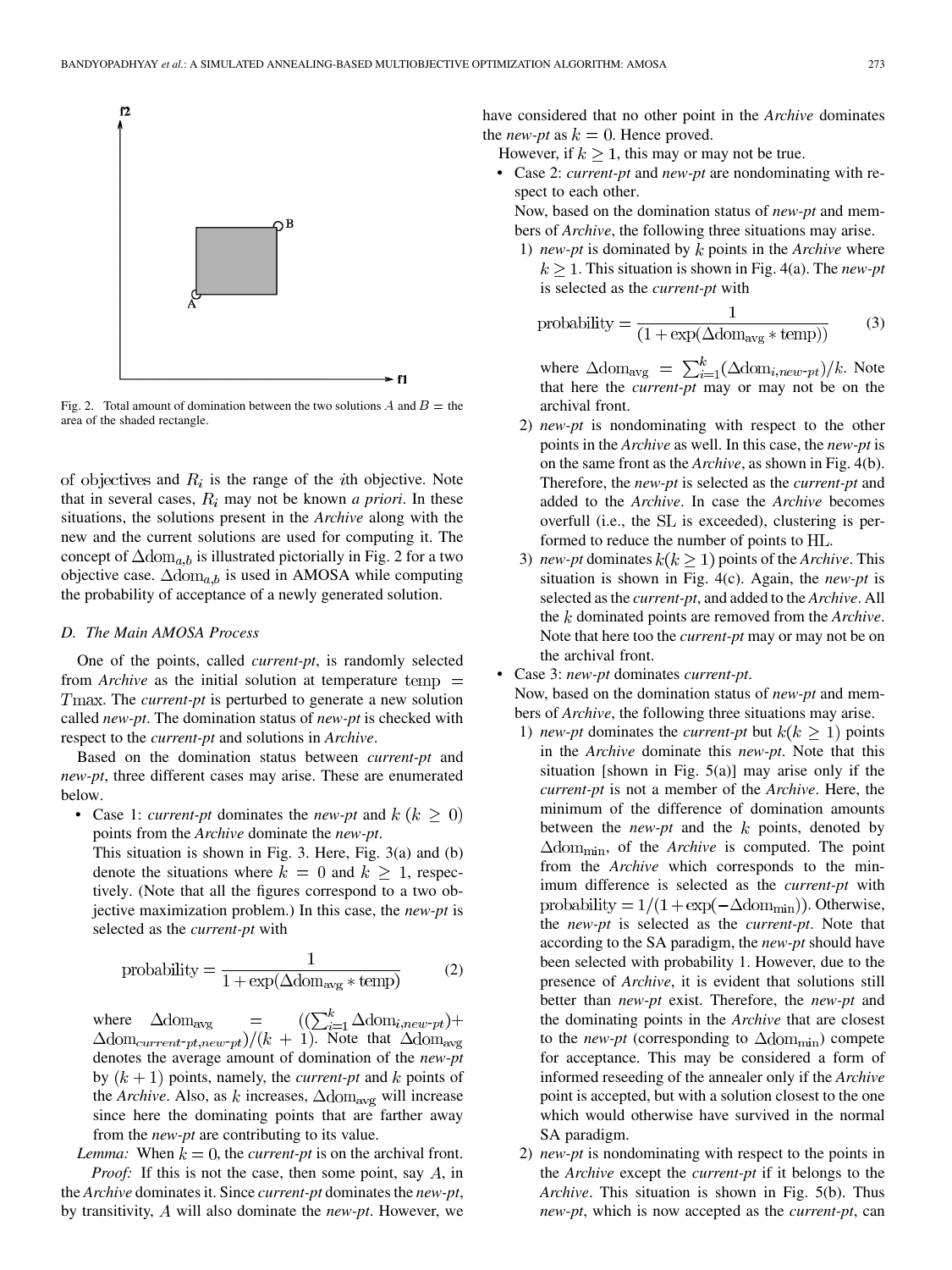Fig. 2. Total amount of domination between the two solutions $A$ and $B$ = the area of the shaded rectangle.

of objectives and $R_i$ is the range of the $i$th objective. Note that in several cases, $R_i$ may not be known *a priori*. In these situations, the solutions present in the *Archive* along with the new and the current solutions are used for computing it. The concept of $\Delta\text{dom}_{a,b}$ is illustrated pictorially in Fig. 2 for a two objective case. $\Delta\text{dom}_{a,b}$ is used in AMOSA while computing the probability of acceptance of a newly generated solution.

### D. The Main AMOSA Process

One of the points, called *current-pt*, is randomly selected from *Archive* as the initial solution at temperature $\text{temp} = T\text{max}$. The *current-pt* is perturbed to generate a new solution called *new-pt*. The domination status of *new-pt* is checked with respect to the *current-pt* and solutions in *Archive*.

Based on the domination status between *current-pt* and *new-pt*, three different cases may arise. These are enumerated below.

- Case 1: *current-pt* dominates the *new-pt* and $k$ $(k \geq 0)$ points from the *Archive* dominate the *new-pt*.
  This situation is shown in Fig. 3. Here, Fig. 3(a) and (b) denote the situations where $k = 0$ and $k \geq 1$, respectively. (Note that all the figures correspond to a two objective maximization problem.) In this case, the *new-pt* is selected as the *current-pt* with

$$\text{probability} = \frac{1}{1 + \exp(\Delta\text{dom}_{\text{avg}} * \text{temp})} \tag{2}$$

  where $\Delta\text{dom}_{\text{avg}} = ((\sum_{i=1}^{k} \Delta\text{dom}_{i,new\text{-}pt}) + \Delta\text{dom}_{current\text{-}pt,new\text{-}pt})/(k+1)$. Note that $\Delta\text{dom}_{\text{avg}}$ denotes the average amount of domination of the *new-pt* by $(k+1)$ points, namely, the *current-pt* and $k$ points of the *Archive*. Also, as $k$ increases, $\Delta\text{dom}_{\text{avg}}$ will increase since here the dominating points that are farther away from the *new-pt* are contributing to its value.

*Lemma:* When $k = 0$, the *current-pt* is on the archival front.

*Proof:* If this is not the case, then some point, say $A$, in the *Archive* dominates it. Since *current-pt* dominates the *new-pt*, by transitivity, $A$ will also dominate the *new-pt*. However, we have considered that no other point in the *Archive* dominates the *new-pt* as $k = 0$. Hence proved.

However, if $k \geq 1$, this may or may not be true.

- Case 2: *current-pt* and *new-pt* are nondominating with respect to each other.
  Now, based on the domination status of *new-pt* and members of *Archive*, the following three situations may arise.
  1) *new-pt* is dominated by $k$ points in the *Archive* where $k \geq 1$. This situation is shown in Fig. 4(a). The *new-pt* is selected as the *current-pt* with

$$\text{probability} = \frac{1}{(1 + \exp(\Delta\text{dom}_{\text{avg}} * \text{temp}))} \tag{3}$$

  where $\Delta\text{dom}_{\text{avg}} = \sum_{i=1}^{k}(\Delta\text{dom}_{i,new\text{-}pt})/k$. Note that here the *current-pt* may or may not be on the archival front.
  2) *new-pt* is nondominating with respect to the other points in the *Archive* as well. In this case, the *new-pt* is on the same front as the *Archive*, as shown in Fig. 4(b). Therefore, the *new-pt* is selected as the *current-pt* and added to the *Archive*. In case the *Archive* becomes overfull (i.e., the SL is exceeded), clustering is performed to reduce the number of points to HL.
  3) *new-pt* dominates $k (k \geq 1)$ points of the *Archive*. This situation is shown in Fig. 4(c). Again, the *new-pt* is selected as the *current-pt*, and added to the *Archive*. All the $k$ dominated points are removed from the *Archive*. Note that here too the *current-pt* may or may not be on the archival front.
- Case 3: *new-pt* dominates *current-pt*.
  Now, based on the domination status of *new-pt* and members of *Archive*, the following three situations may arise.
  1) *new-pt* dominates the *current-pt* but $k (k \geq 1)$ points in the *Archive* dominate this *new-pt*. Note that this situation [shown in Fig. 5(a)] may arise only if the *current-pt* is not a member of the *Archive*. Here, the minimum of the difference of domination amounts between the *new-pt* and the $k$ points, denoted by $\Delta\text{dom}_{\min}$, of the *Archive* is computed. The point from the *Archive* which corresponds to the minimum difference is selected as the *current-pt* with $\text{probability} = 1/(1 + \exp(-\Delta\text{dom}_{\min}))$. Otherwise, the *new-pt* is selected as the *current-pt*. Note that according to the SA paradigm, the *new-pt* should have been selected with probability 1. However, due to the presence of *Archive*, it is evident that solutions still better than *new-pt* exist. Therefore, the *new-pt* and the dominating points in the *Archive* that are closest to the *new-pt* (corresponding to $\Delta\text{dom}_{\min}$) compete for acceptance. This may be considered a form of informed reseeding of the annealer only if the *Archive* point is accepted, but with a solution closest to the one which would otherwise have survived in the normal SA paradigm.
  2) *new-pt* is nondominating with respect to the points in the *Archive* except the *current-pt* if it belongs to the *Archive*. This situation is shown in Fig. 5(b). Thus *new-pt*, which is now accepted as the *current-pt*, can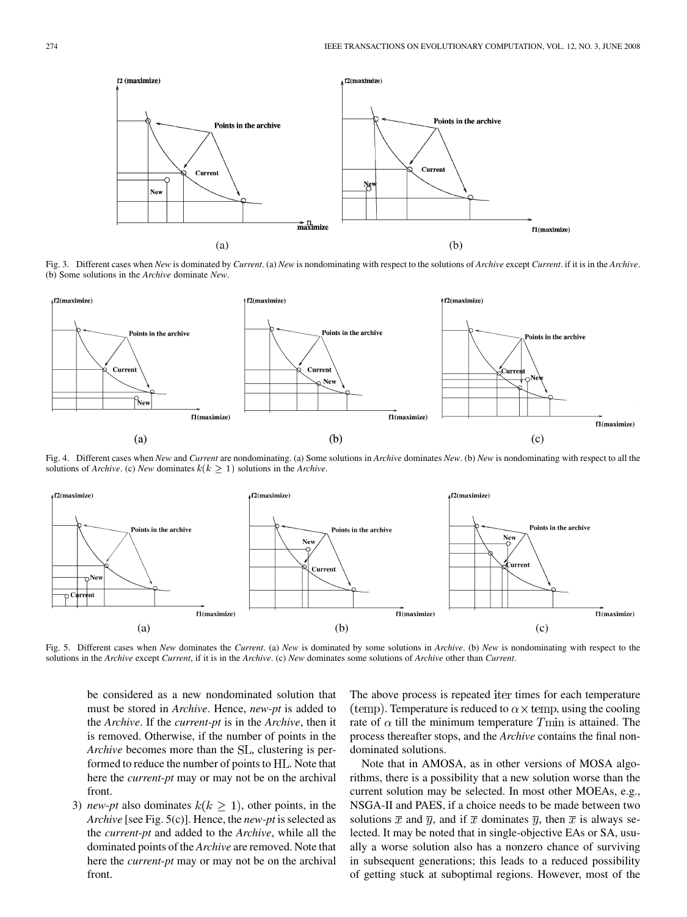Fig. 3. Different cases when *New* is dominated by *Current*. (a) *New* is nondominating with respect to the solutions of *Archive* except *Current*. if it is in the *Archive*. (b) Some solutions in the *Archive* dominate *New*.

Fig. 4. Different cases when *New* and *Current* are nondominating. (a) Some solutions in *Archive* dominates *New*. (b) *New* is nondominating with respect to all the solutions of *Archive*. (c) *New* dominates $k (k \geq 1)$ solutions in the *Archive*.

Fig. 5. Different cases when *New* dominates the *Current*. (a) *New* is dominated by some solutions in *Archive*. (b) *New* is nondominating with respect to the solutions in the *Archive* except *Current*, if it is in the *Archive*. (c) *New* dominates some solutions of *Archive* other than *Current*.

be considered as a new nondominated solution that must be stored in *Archive*. Hence, *new-pt* is added to the *Archive*. If the *current-pt* is in the *Archive*, then it is removed. Otherwise, if the number of points in the *Archive* becomes more than the $\mathrm{SL}$, clustering is performed to reduce the number of points to $\mathrm{HL}$. Note that here the *current-pt* may or may not be on the archival front.

3) *new-pt* also dominates $k (k \geq 1)$, other points, in the *Archive* [see Fig. 5(c)]. Hence, the *new-pt* is selected as the *current-pt* and added to the *Archive*, while all the dominated points of the *Archive* are removed. Note that here the *current-pt* may or may not be on the archival front.

The above process is repeated $\mathrm{iter}$ times for each temperature $(\mathrm{temp})$. Temperature is reduced to $\alpha \times \mathrm{temp}$, using the cooling rate of $\alpha$ till the minimum temperature $T\min$ is attained. The process thereafter stops, and the *Archive* contains the final nondominated solutions.

Note that in AMOSA, as in other versions of MOSA algorithms, there is a possibility that a new solution worse than the current solution may be selected. In most other MOEAs, e.g., NSGA-II and PAES, if a choice needs to be made between two solutions $\overline{x}$ and $\overline{y}$, and if $\overline{x}$ dominates $\overline{y}$, then $\overline{x}$ is always selected. It may be noted that in single-objective EAs or SA, usually a worse solution also has a nonzero chance of surviving in subsequent generations; this leads to a reduced possibility of getting stuck at suboptimal regions. However, most of the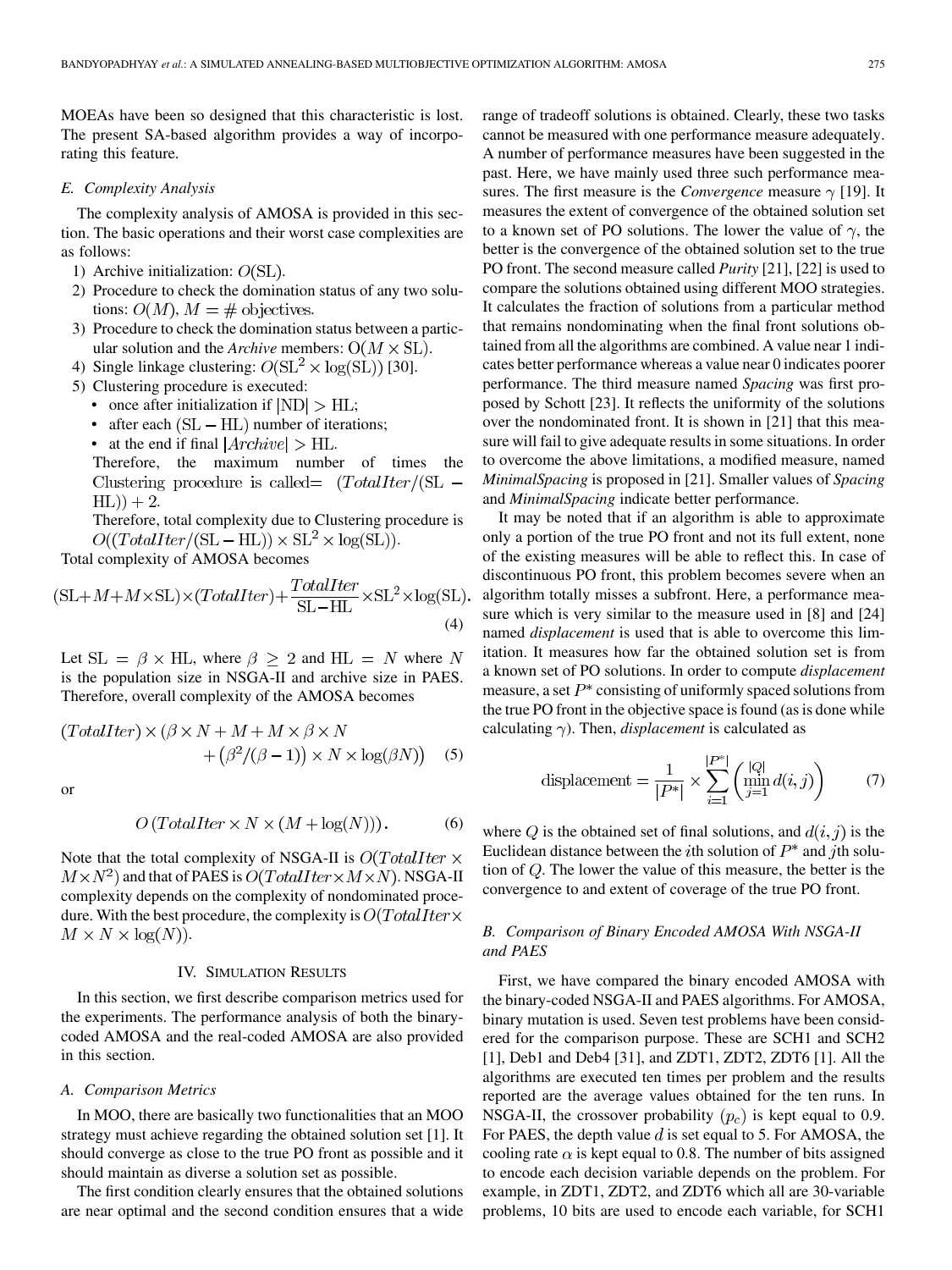MOEAs have been so designed that this characteristic is lost. The present SA-based algorithm provides a way of incorporating this feature.

### E. Complexity Analysis

The complexity analysis of AMOSA is provided in this section. The basic operations and their worst case complexities are as follows:

1) Archive initialization: $O(\mathrm{SL})$.
2) Procedure to check the domination status of any two solutions: $O(M)$, $M = \#$ objectives.
3) Procedure to check the domination status between a particular solution and the *Archive* members: $O(M \times \mathrm{SL})$.
4) Single linkage clustering: $O(\mathrm{SL}^2 \times \log(\mathrm{SL}))$ [30].
5) Clustering procedure is executed:
   - once after initialization if $|\mathrm{ND}| > \mathrm{HL}$;
   - after each $(\mathrm{SL} - \mathrm{HL})$ number of iterations;
   - at the end if final $|Archive| > \mathrm{HL}$.

   Therefore, the maximum number of times the Clustering procedure is called $= (TotalIter/(\mathrm{SL} - \mathrm{HL})) + 2$.

   Therefore, total complexity due to Clustering procedure is $O((TotalIter/(\mathrm{SL} - \mathrm{HL})) \times \mathrm{SL}^2 \times \log(\mathrm{SL}))$.

Total complexity of AMOSA becomes

$$(\mathrm{SL}+M+M\times\mathrm{SL})\times(TotalIter)+\frac{TotalIter}{\mathrm{SL}-\mathrm{HL}}\times\mathrm{SL}^2\times\log(\mathrm{SL}). \quad (4)$$

Let $\mathrm{SL} = \beta \times \mathrm{HL}$, where $\beta \geq 2$ and $\mathrm{HL} = N$ where $N$ is the population size in NSGA-II and archive size in PAES. Therefore, overall complexity of the AMOSA becomes

$$(TotalIter) \times (\beta \times N + M + M \times \beta \times N + \left(\beta^2/(\beta - 1)\right) \times N \times \log(\beta N)) \quad (5)$$

or

$$O\left(TotalIter \times N \times (M + \log(N))\right). \quad (6)$$

Note that the total complexity of NSGA-II is $O(TotalIter \times M \times N^2)$ and that of PAES is $O(TotalIter \times M \times N)$. NSGA-II complexity depends on the complexity of nondominated procedure. With the best procedure, the complexity is $O(TotalIter \times M \times N \times \log(N))$.

## IV. Simulation Results

In this section, we first describe comparison metrics used for the experiments. The performance analysis of both the binary-coded AMOSA and the real-coded AMOSA are also provided in this section.

### A. Comparison Metrics

In MOO, there are basically two functionalities that an MOO strategy must achieve regarding the obtained solution set [1]. It should converge as close to the true PO front as possible and it should maintain as diverse a solution set as possible.

The first condition clearly ensures that the obtained solutions are near optimal and the second condition ensures that a wide range of tradeoff solutions is obtained. Clearly, these two tasks cannot be measured with one performance measure adequately. A number of performance measures have been suggested in the past. Here, we have mainly used three such performance measures. The first measure is the *Convergence* measure $\gamma$ [19]. It measures the extent of convergence of the obtained solution set to a known set of PO solutions. The lower the value of $\gamma$, the better is the convergence of the obtained solution set to the true PO front. The second measure called *Purity* [21], [22] is used to compare the solutions obtained using different MOO strategies. It calculates the fraction of solutions from a particular method that remains nondominating when the final front solutions obtained from all the algorithms are combined. A value near 1 indicates better performance whereas a value near 0 indicates poorer performance. The third measure named *Spacing* was first proposed by Schott [23]. It reflects the uniformity of the solutions over the nondominated front. It is shown in [21] that this measure will fail to give adequate results in some situations. In order to overcome the above limitations, a modified measure, named *MinimalSpacing* is proposed in [21]. Smaller values of *Spacing* and *MinimalSpacing* indicate better performance.

It may be noted that if an algorithm is able to approximate only a portion of the true PO front and not its full extent, none of the existing measures will be able to reflect this. In case of discontinuous PO front, this problem becomes severe when an algorithm totally misses a subfront. Here, a performance measure which is very similar to the measure used in [8] and [24] named *displacement* is used that is able to overcome this limitation. It measures how far the obtained solution set is from a known set of PO solutions. In order to compute *displacement* measure, a set $P^*$ consisting of uniformly spaced solutions from the true PO front in the objective space is found (as is done while calculating $\gamma$). Then, *displacement* is calculated as

$$\text{displacement} = \frac{1}{|P^*|} \times \sum_{i=1}^{|P^*|} \left( \min_{j=1}^{|Q|} d(i,j) \right) \quad (7)$$

where $Q$ is the obtained set of final solutions, and $d(i,j)$ is the Euclidean distance between the $i$th solution of $P^*$ and $j$th solution of $Q$. The lower the value of this measure, the better is the convergence to and extent of coverage of the true PO front.

### B. Comparison of Binary Encoded AMOSA With NSGA-II and PAES

First, we have compared the binary encoded AMOSA with the binary-coded NSGA-II and PAES algorithms. For AMOSA, binary mutation is used. Seven test problems have been considered for the comparison purpose. These are SCH1 and SCH2 [1], Deb1 and Deb4 [31], and ZDT1, ZDT2, ZDT6 [1]. All the algorithms are executed ten times per problem and the results reported are the average values obtained for the ten runs. In NSGA-II, the crossover probability $(p_c)$ is kept equal to 0.9. For PAES, the depth value $d$ is set equal to 5. For AMOSA, the cooling rate $\alpha$ is kept equal to 0.8. The number of bits assigned to encode each decision variable depends on the problem. For example, in ZDT1, ZDT2, and ZDT6 which all are 30-variable problems, 10 bits are used to encode each variable, for SCH1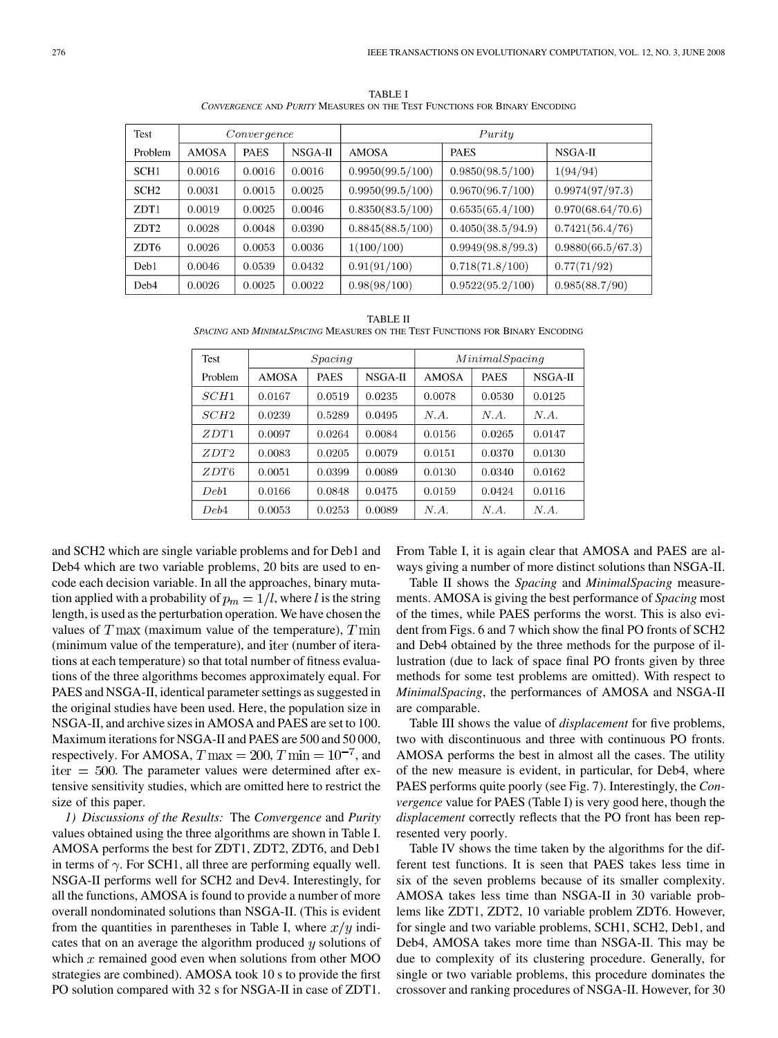TABLE I
*Convergence* and *Purity* Measures on the Test Functions for Binary Encoding

| Test Problem | *Convergence* | | | *Purity* | | |
|---|---|---|---|---|---|---|
| | AMOSA | PAES | NSGA-II | AMOSA | PAES | NSGA-II |
| SCH1 | 0.0016 | 0.0016 | 0.0016 | 0.9950(99.5/100) | 0.9850(98.5/100) | 1(94/94) |
| SCH2 | 0.0031 | 0.0015 | 0.0025 | 0.9950(99.5/100) | 0.9670(96.7/100) | 0.9974(97/97.3) |
| ZDT1 | 0.0019 | 0.0025 | 0.0046 | 0.8350(83.5/100) | 0.6535(65.4/100) | 0.970(68.64/70.6) |
| ZDT2 | 0.0028 | 0.0048 | 0.0390 | 0.8845(88.5/100) | 0.4050(38.5/94.9) | 0.7421(56.4/76) |
| ZDT6 | 0.0026 | 0.0053 | 0.0036 | 1(100/100) | 0.9949(98.8/99.3) | 0.9880(66.5/67.3) |
| Deb1 | 0.0046 | 0.0539 | 0.0432 | 0.91(91/100) | 0.718(71.8/100) | 0.77(71/92) |
| Deb4 | 0.0026 | 0.0025 | 0.0022 | 0.98(98/100) | 0.9522(95.2/100) | 0.985(88.7/90) |

TABLE II
*Spacing* and *MinimalSpacing* Measures on the Test Functions for Binary Encoding

| Test Problem | *Spacing* | | | *MinimalSpacing* | | |
|---|---|---|---|---|---|---|
| | AMOSA | PAES | NSGA-II | AMOSA | PAES | NSGA-II |
| *SCH1* | 0.0167 | 0.0519 | 0.0235 | 0.0078 | 0.0530 | 0.0125 |
| *SCH2* | 0.0239 | 0.5289 | 0.0495 | *N.A.* | *N.A.* | *N.A.* |
| *ZDT1* | 0.0097 | 0.0264 | 0.0084 | 0.0156 | 0.0265 | 0.0147 |
| *ZDT2* | 0.0083 | 0.0205 | 0.0079 | 0.0151 | 0.0370 | 0.0130 |
| *ZDT6* | 0.0051 | 0.0399 | 0.0089 | 0.0130 | 0.0340 | 0.0162 |
| *Deb1* | 0.0166 | 0.0848 | 0.0475 | 0.0159 | 0.0424 | 0.0116 |
| *Deb4* | 0.0053 | 0.0253 | 0.0089 | *N.A.* | *N.A.* | *N.A.* |

and SCH2 which are single variable problems and for Deb1 and Deb4 which are two variable problems, 20 bits are used to encode each decision variable. In all the approaches, binary mutation applied with a probability of $p_m = 1/l$, where $l$ is the string length, is used as the perturbation operation. We have chosen the values of $T\max$ (maximum value of the temperature), $T\min$ (minimum value of the temperature), and $\mathrm{iter}$ (number of iterations at each temperature) so that total number of fitness evaluations of the three algorithms becomes approximately equal. For PAES and NSGA-II, identical parameter settings as suggested in the original studies have been used. Here, the population size in NSGA-II, and archive sizes in AMOSA and PAES are set to 100. Maximum iterations for NSGA-II and PAES are 500 and 50 000, respectively. For AMOSA, $T\max = 200$, $T\min = 10^{-7}$, and $\mathrm{iter} = 500$. The parameter values were determined after extensive sensitivity studies, which are omitted here to restrict the size of this paper.

*1) Discussions of the Results:* The *Convergence* and *Purity* values obtained using the three algorithms are shown in Table I. AMOSA performs the best for ZDT1, ZDT2, ZDT6, and Deb1 in terms of $\gamma$. For SCH1, all three are performing equally well. NSGA-II performs well for SCH2 and Dev4. Interestingly, for all the functions, AMOSA is found to provide a number of more overall nondominated solutions than NSGA-II. (This is evident from the quantities in parentheses in Table I, where $x/y$ indicates that on an average the algorithm produced $y$ solutions of which $x$ remained good even when solutions from other MOO strategies are combined). AMOSA took 10 s to provide the first PO solution compared with 32 s for NSGA-II in case of ZDT1. From Table I, it is again clear that AMOSA and PAES are always giving a number of more distinct solutions than NSGA-II.

Table II shows the *Spacing* and *MinimalSpacing* measurements. AMOSA is giving the best performance of *Spacing* most of the times, while PAES performs the worst. This is also evident from Figs. 6 and 7 which show the final PO fronts of SCH2 and Deb4 obtained by the three methods for the purpose of illustration (due to lack of space final PO fronts given by three methods for some test problems are omitted). With respect to *MinimalSpacing*, the performances of AMOSA and NSGA-II are comparable.

Table III shows the value of *displacement* for five problems, two with discontinuous and three with continuous PO fronts. AMOSA performs the best in almost all the cases. The utility of the new measure is evident, in particular, for Deb4, where PAES performs quite poorly (see Fig. 7). Interestingly, the *Convergence* value for PAES (Table I) is very good here, though the *displacement* correctly reflects that the PO front has been represented very poorly.

Table IV shows the time taken by the algorithms for the different test functions. It is seen that PAES takes less time in six of the seven problems because of its smaller complexity. AMOSA takes less time than NSGA-II in 30 variable problems like ZDT1, ZDT2, 10 variable problem ZDT6. However, for single and two variable problems, SCH1, SCH2, Deb1, and Deb4, AMOSA takes more time than NSGA-II. This may be due to complexity of its clustering procedure. Generally, for single or two variable problems, this procedure dominates the crossover and ranking procedures of NSGA-II. However, for 30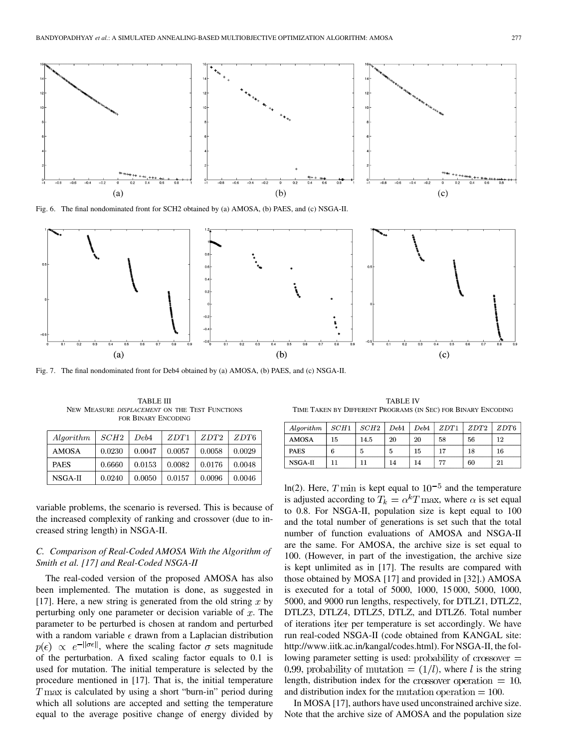Fig. 6. The final nondominated front for SCH2 obtained by (a) AMOSA, (b) PAES, and (c) NSGA-II.

Fig. 7. The final nondominated front for Deb4 obtained by (a) AMOSA, (b) PAES, and (c) NSGA-II.

TABLE III
NEW MEASURE *DISPLACEMENT* ON THE TEST FUNCTIONS FOR BINARY ENCODING

| *Algorithm* | *SCH*2 | *Deb*4 | *ZDT*1 | *ZDT*2 | *ZDT*6 |
|---|---|---|---|---|---|
| AMOSA | 0.0230 | 0.0047 | 0.0057 | 0.0058 | 0.0029 |
| PAES | 0.6660 | 0.0153 | 0.0082 | 0.0176 | 0.0048 |
| NSGA-II | 0.0240 | 0.0050 | 0.0157 | 0.0096 | 0.0046 |

TABLE IV
TIME TAKEN BY DIFFERENT PROGRAMS (IN SEC) FOR BINARY ENCODING

| *Algorithm* | *SCH*1 | *SCH*2 | *Deb*1 | *Deb*4 | *ZDT*1 | *ZDT*2 | *ZDT*6 |
|---|---|---|---|---|---|---|---|
| AMOSA | 15 | 14.5 | 20 | 20 | 58 | 56 | 12 |
| PAES | 6 | 5 | 5 | 15 | 17 | 18 | 16 |
| NSGA-II | 11 | 11 | 14 | 14 | 77 | 60 | 21 |

variable problems, the scenario is reversed. This is because of the increased complexity of ranking and crossover (due to increased string length) in NSGA-II.

### C. Comparison of Real-Coded AMOSA With the Algorithm of Smith et al. [17] and Real-Coded NSGA-II

The real-coded version of the proposed AMOSA has also been implemented. The mutation is done, as suggested in [17]. Here, a new string is generated from the old string $x$ by perturbing only one parameter or decision variable of $x$. The parameter to be perturbed is chosen at random and perturbed with a random variable $\epsilon$ drawn from a Laplacian distribution $p(\epsilon) \propto e^{-\|\sigma\epsilon\|}$, where the scaling factor $\sigma$ sets magnitude of the perturbation. A fixed scaling factor equals to 0.1 is used for mutation. The initial temperature is selected by the procedure mentioned in [17]. That is, the initial temperature $T\max$ is calculated by using a short "burn-in" period during which all solutions are accepted and setting the temperature equal to the average positive change of energy divided by ln(2). Here, $T\min$ is kept equal to $10^{-5}$ and the temperature is adjusted according to $T_k = \alpha^k T\max$, where $\alpha$ is set equal to 0.8. For NSGA-II, population size is kept equal to 100 and the total number of generations is set such that the total number of function evaluations of AMOSA and NSGA-II are the same. For AMOSA, the archive size is set equal to 100. (However, in part of the investigation, the archive size is kept unlimited as in [17]. The results are compared with those obtained by MOSA [17] and provided in [32].) AMOSA is executed for a total of 5000, 1000, 15 000, 5000, 1000, 5000, and 9000 run lengths, respectively, for DTLZ1, DTLZ2, DTLZ3, DTLZ4, DTLZ5, DTLZ, and DTLZ6. Total number of iterations $\mathrm{iter}$ per temperature is set accordingly. We have run real-coded NSGA-II (code obtained from KANGAL site: http://www.iitk.ac.in/kangal/codes.html). For NSGA-II, the following parameter setting is used: $\mathrm{probability\ of\ crossover} = 0.99$, $\mathrm{probability\ of\ mutation} = (1/l)$, where $l$ is the string length, distribution index for the $\mathrm{crossover\ operation} = 10$, and distribution index for the $\mathrm{mutation\ operation} = 100$.

In MOSA [17], authors have used unconstrained archive size. Note that the archive size of AMOSA and the population size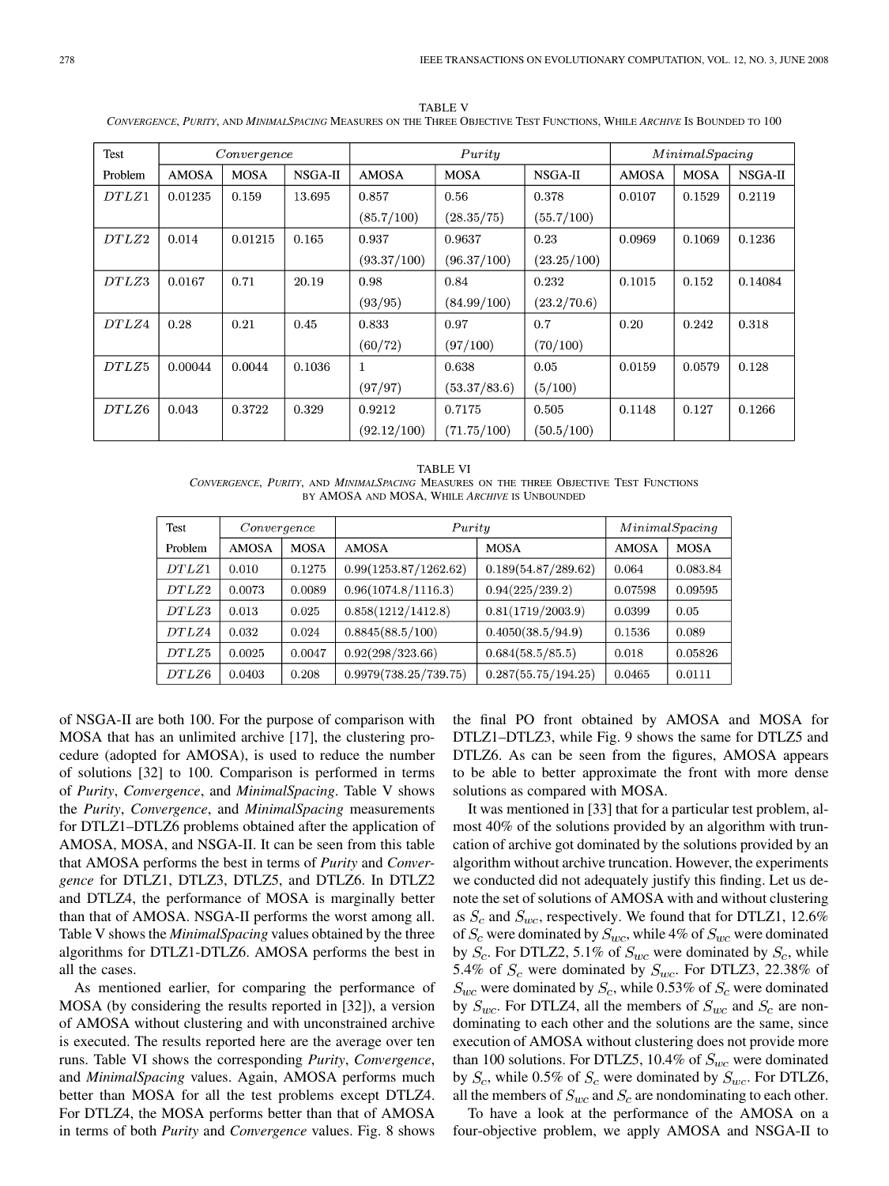TABLE V
*Convergence*, *Purity*, and *MinimalSpacing* Measures on the Three Objective Test Functions, While *Archive* Is Bounded to 100

| Test | *Convergence* | | | *Purity* | | | *MinimalSpacing* | | |
|---|---|---|---|---|---|---|---|---|---|
| Problem | AMOSA | MOSA | NSGA-II | AMOSA | MOSA | NSGA-II | AMOSA | MOSA | NSGA-II |
| $DTLZ1$ | 0.01235 | 0.159 | 13.695 | 0.857 (85.7/100) | 0.56 (28.35/75) | 0.378 (55.7/100) | 0.0107 | 0.1529 | 0.2119 |
| $DTLZ2$ | 0.014 | 0.01215 | 0.165 | 0.937 (93.37/100) | 0.9637 (96.37/100) | 0.23 (23.25/100) | 0.0969 | 0.1069 | 0.1236 |
| $DTLZ3$ | 0.0167 | 0.71 | 20.19 | 0.98 (93/95) | 0.84 (84.99/100) | 0.232 (23.2/70.6) | 0.1015 | 0.152 | 0.14084 |
| $DTLZ4$ | 0.28 | 0.21 | 0.45 | 0.833 (60/72) | 0.97 (97/100) | 0.7 (70/100) | 0.20 | 0.242 | 0.318 |
| $DTLZ5$ | 0.00044 | 0.0044 | 0.1036 | 1 (97/97) | 0.638 (53.37/83.6) | 0.05 (5/100) | 0.0159 | 0.0579 | 0.128 |
| $DTLZ6$ | 0.043 | 0.3722 | 0.329 | 0.9212 (92.12/100) | 0.7175 (71.75/100) | 0.505 (50.5/100) | 0.1148 | 0.127 | 0.1266 |

TABLE VI
*Convergence*, *Purity*, and *MinimalSpacing* Measures on the three Objective Test Functions by AMOSA and MOSA, While *Archive* is Unbounded

| Test | *Convergence* | | *Purity* | | *MinimalSpacing* | |
|---|---|---|---|---|---|---|
| Problem | AMOSA | MOSA | AMOSA | MOSA | AMOSA | MOSA |
| $DTLZ1$ | 0.010 | 0.1275 | 0.99(1253.87/1262.62) | 0.189(54.87/289.62) | 0.064 | 0.083.84 |
| $DTLZ2$ | 0.0073 | 0.0089 | 0.96(1074.8/1116.3) | 0.94(225/239.2) | 0.07598 | 0.09595 |
| $DTLZ3$ | 0.013 | 0.025 | 0.858(1212/1412.8) | 0.81(1719/2003.9) | 0.0399 | 0.05 |
| $DTLZ4$ | 0.032 | 0.024 | 0.8845(88.5/100) | 0.4050(38.5/94.9) | 0.1536 | 0.089 |
| $DTLZ5$ | 0.0025 | 0.0047 | 0.92(298/323.66) | 0.684(58.5/85.5) | 0.018 | 0.05826 |
| $DTLZ6$ | 0.0403 | 0.208 | 0.9979(738.25/739.75) | 0.287(55.75/194.25) | 0.0465 | 0.0111 |

of NSGA-II are both 100. For the purpose of comparison with MOSA that has an unlimited archive [17], the clustering procedure (adopted for AMOSA), is used to reduce the number of solutions [32] to 100. Comparison is performed in terms of *Purity*, *Convergence*, and *MinimalSpacing*. Table V shows the *Purity*, *Convergence*, and *MinimalSpacing* measurements for DTLZ1–DTLZ6 problems obtained after the application of AMOSA, MOSA, and NSGA-II. It can be seen from this table that AMOSA performs the best in terms of *Purity* and *Convergence* for DTLZ1, DTLZ3, DTLZ5, and DTLZ6. In DTLZ2 and DTLZ4, the performance of MOSA is marginally better than that of AMOSA. NSGA-II performs the worst among all. Table V shows the *MinimalSpacing* values obtained by the three algorithms for DTLZ1-DTLZ6. AMOSA performs the best in all the cases.

As mentioned earlier, for comparing the performance of MOSA (by considering the results reported in [32]), a version of AMOSA without clustering and with unconstrained archive is executed. The results reported here are the average over ten runs. Table VI shows the corresponding *Purity*, *Convergence*, and *MinimalSpacing* values. Again, AMOSA performs much better than MOSA for all the test problems except DTLZ4. For DTLZ4, the MOSA performs better than that of AMOSA in terms of both *Purity* and *Convergence* values. Fig. 8 shows the final PO front obtained by AMOSA and MOSA for DTLZ1–DTLZ3, while Fig. 9 shows the same for DTLZ5 and DTLZ6. As can be seen from the figures, AMOSA appears to be able to better approximate the front with more dense solutions as compared with MOSA.

It was mentioned in [33] that for a particular test problem, almost 40% of the solutions provided by an algorithm with truncation of archive got dominated by the solutions provided by an algorithm without archive truncation. However, the experiments we conducted did not adequately justify this finding. Let us denote the set of solutions of AMOSA with and without clustering as $S_c$ and $S_{wc}$, respectively. We found that for DTLZ1, 12.6% of $S_c$ were dominated by $S_{wc}$, while 4% of $S_{wc}$ were dominated by $S_c$. For DTLZ2, 5.1% of $S_{wc}$ were dominated by $S_c$, while 5.4% of $S_c$ were dominated by $S_{wc}$. For DTLZ3, 22.38% of $S_{wc}$ were dominated by $S_c$, while 0.53% of $S_c$ were dominated by $S_{wc}$. For DTLZ4, all the members of $S_{wc}$ and $S_c$ are nondominating to each other and the solutions are the same, since execution of AMOSA without clustering does not provide more than 100 solutions. For DTLZ5, 10.4% of $S_{wc}$ were dominated by $S_c$, while 0.5% of $S_c$ were dominated by $S_{wc}$. For DTLZ6, all the members of $S_{wc}$ and $S_c$ are nondominating to each other.

To have a look at the performance of the AMOSA on a four-objective problem, we apply AMOSA and NSGA-II to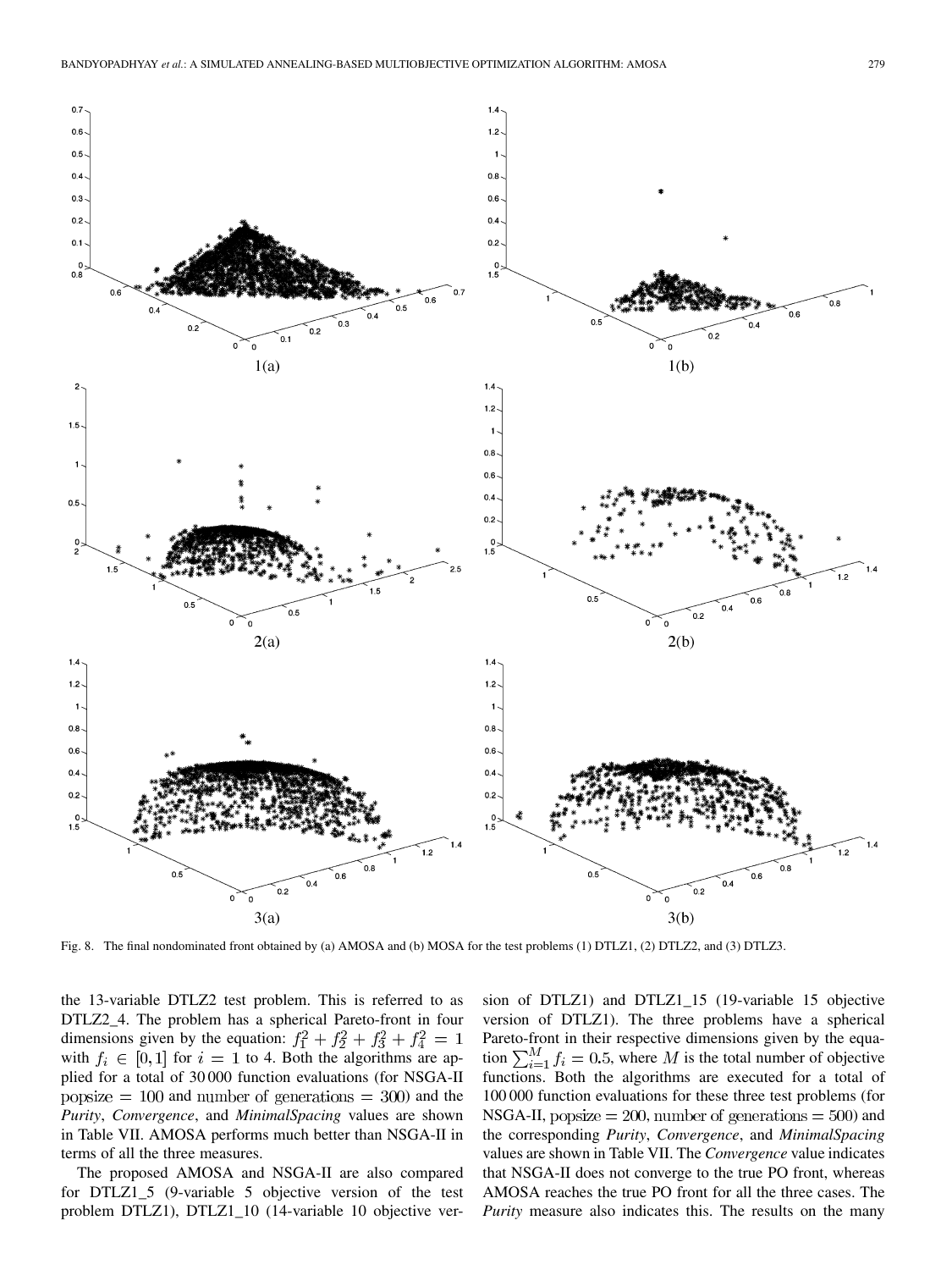Fig. 8. The final nondominated front obtained by (a) AMOSA and (b) MOSA for the test problems (1) DTLZ1, (2) DTLZ2, and (3) DTLZ3.

the 13-variable DTLZ2 test problem. This is referred to as DTLZ2_4. The problem has a spherical Pareto-front in four dimensions given by the equation: $f_1^2 + f_2^2 + f_3^2 + f_4^2 = 1$ with $f_i \in [0,1]$ for $i = 1$ to 4. Both the algorithms are applied for a total of 30 000 function evaluations (for NSGA-II $\text{popsize} = 100$ and $\text{number of generations} = 300$) and the *Purity*, *Convergence*, and *MinimalSpacing* values are shown in Table VII. AMOSA performs much better than NSGA-II in terms of all the three measures.

The proposed AMOSA and NSGA-II are also compared for DTLZ1_5 (9-variable 5 objective version of the test problem DTLZ1), DTLZ1_10 (14-variable 10 objective version of DTLZ1) and DTLZ1_15 (19-variable 15 objective version of DTLZ1). The three problems have a spherical Pareto-front in their respective dimensions given by the equation $\sum_{i=1}^{M} f_i = 0.5$, where $M$ is the total number of objective functions. Both the algorithms are executed for a total of 100 000 function evaluations for these three test problems (for NSGA-II, $\text{popsize} = 200$, $\text{number of generations} = 500$) and the corresponding *Purity*, *Convergence*, and *MinimalSpacing* values are shown in Table VII. The *Convergence* value indicates that NSGA-II does not converge to the true PO front, whereas AMOSA reaches the true PO front for all the three cases. The *Purity* measure also indicates this. The results on the many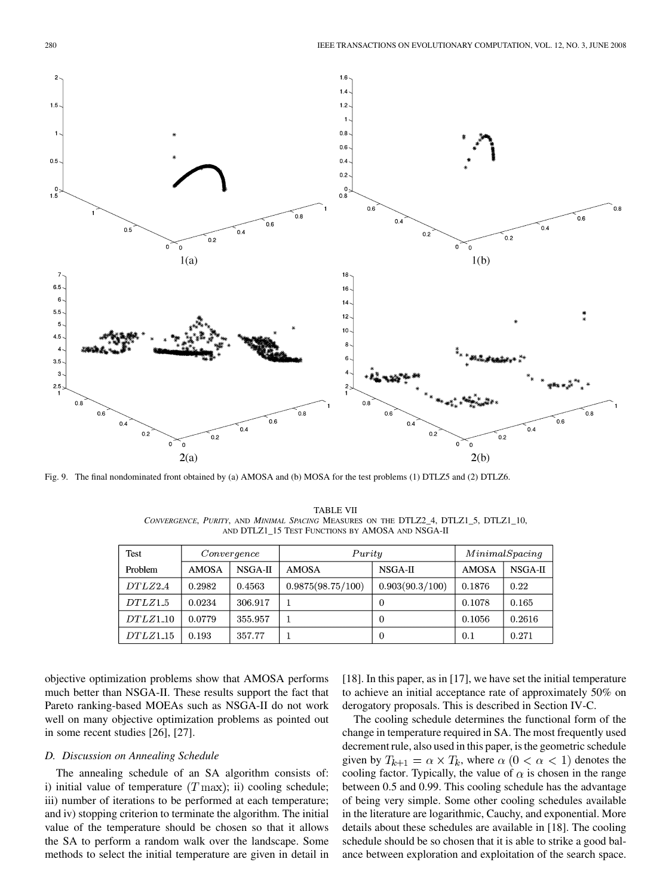Fig. 9. The final nondominated front obtained by (a) AMOSA and (b) MOSA for the test problems (1) DTLZ5 and (2) DTLZ6.

TABLE VII
*Convergence*, *Purity*, and *Minimal Spacing* Measures on the DTLZ2_4, DTLZ1_5, DTLZ1_10, and DTLZ1_15 Test Functions by AMOSA and NSGA-II

| Test Problem | *Convergence* | | *Purity* | | *MinimalSpacing* | |
|---|---|---|---|---|---|---|
| | AMOSA | NSGA-II | AMOSA | NSGA-II | AMOSA | NSGA-II |
| *DTLZ2_4* | 0.2982 | 0.4563 | 0.9875(98.75/100) | 0.903(90.3/100) | 0.1876 | 0.22 |
| *DTLZ1_5* | 0.0234 | 306.917 | 1 | 0 | 0.1078 | 0.165 |
| *DTLZ1_10* | 0.0779 | 355.957 | 1 | 0 | 0.1056 | 0.2616 |
| *DTLZ1_15* | 0.193 | 357.77 | 1 | 0 | 0.1 | 0.271 |

objective optimization problems show that AMOSA performs much better than NSGA-II. These results support the fact that Pareto ranking-based MOEAs such as NSGA-II do not work well on many objective optimization problems as pointed out in some recent studies [26], [27].

### D. Discussion on Annealing Schedule

The annealing schedule of an SA algorithm consists of: i) initial value of temperature ($T\max$); ii) cooling schedule; iii) number of iterations to be performed at each temperature; and iv) stopping criterion to terminate the algorithm. The initial value of the temperature should be chosen so that it allows the SA to perform a random walk over the landscape. Some methods to select the initial temperature are given in detail in [18]. In this paper, as in [17], we have set the initial temperature to achieve an initial acceptance rate of approximately 50% on derogatory proposals. This is described in Section IV-C.

The cooling schedule determines the functional form of the change in temperature required in SA. The most frequently used decrement rule, also used in this paper, is the geometric schedule given by $T_{k+1} = \alpha \times T_k$, where $\alpha$ $(0 < \alpha < 1)$ denotes the cooling factor. Typically, the value of $\alpha$ is chosen in the range between 0.5 and 0.99. This cooling schedule has the advantage of being very simple. Some other cooling schedules available in the literature are logarithmic, Cauchy, and exponential. More details about these schedules are available in [18]. The cooling schedule should be so chosen that it is able to strike a good balance between exploration and exploitation of the search space.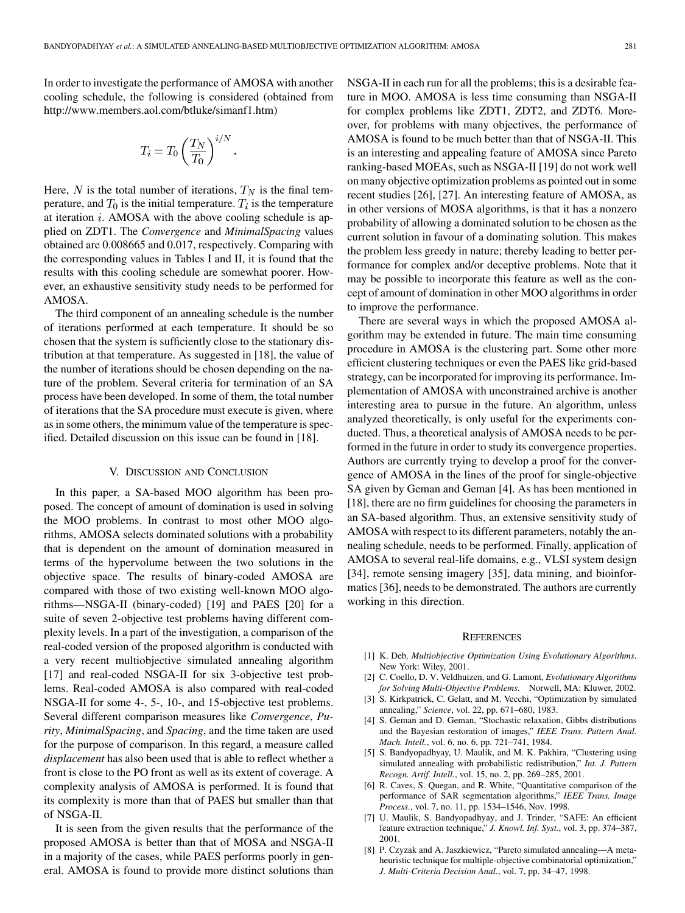In order to investigate the performance of AMOSA with another cooling schedule, the following is considered (obtained from http://www.members.aol.com/btluke/simanf1.htm)

$$T_i = T_0 \left(\frac{T_N}{T_0}\right)^{i/N}.$$

Here, $N$ is the total number of iterations, $T_N$ is the final temperature, and $T_0$ is the initial temperature. $T_i$ is the temperature at iteration $i$. AMOSA with the above cooling schedule is applied on ZDT1. The *Convergence* and *MinimalSpacing* values obtained are 0.008665 and 0.017, respectively. Comparing with the corresponding values in Tables I and II, it is found that the results with this cooling schedule are somewhat poorer. However, an exhaustive sensitivity study needs to be performed for AMOSA.

The third component of an annealing schedule is the number of iterations performed at each temperature. It should be so chosen that the system is sufficiently close to the stationary distribution at that temperature. As suggested in [18], the value of the number of iterations should be chosen depending on the nature of the problem. Several criteria for termination of an SA process have been developed. In some of them, the total number of iterations that the SA procedure must execute is given, where as in some others, the minimum value of the temperature is specified. Detailed discussion on this issue can be found in [18].

## V. Discussion and Conclusion

In this paper, a SA-based MOO algorithm has been proposed. The concept of amount of domination is used in solving the MOO problems. In contrast to most other MOO algorithms, AMOSA selects dominated solutions with a probability that is dependent on the amount of domination measured in terms of the hypervolume between the two solutions in the objective space. The results of binary-coded AMOSA are compared with those of two existing well-known MOO algorithms—NSGA-II (binary-coded) [19] and PAES [20] for a suite of seven 2-objective test problems having different complexity levels. In a part of the investigation, a comparison of the real-coded version of the proposed algorithm is conducted with a very recent multiobjective simulated annealing algorithm [17] and real-coded NSGA-II for six 3-objective test problems. Real-coded AMOSA is also compared with real-coded NSGA-II for some 4-, 5-, 10-, and 15-objective test problems. Several different comparison measures like *Convergence*, *Purity*, *MinimalSpacing*, and *Spacing*, and the time taken are used for the purpose of comparison. In this regard, a measure called *displacement* has also been used that is able to reflect whether a front is close to the PO front as well as its extent of coverage. A complexity analysis of AMOSA is performed. It is found that its complexity is more than that of PAES but smaller than that of NSGA-II.

It is seen from the given results that the performance of the proposed AMOSA is better than that of MOSA and NSGA-II in a majority of the cases, while PAES performs poorly in general. AMOSA is found to provide more distinct solutions than NSGA-II in each run for all the problems; this is a desirable feature in MOO. AMOSA is less time consuming than NSGA-II for complex problems like ZDT1, ZDT2, and ZDT6. Moreover, for problems with many objectives, the performance of AMOSA is found to be much better than that of NSGA-II. This is an interesting and appealing feature of AMOSA since Pareto ranking-based MOEAs, such as NSGA-II [19] do not work well on many objective optimization problems as pointed out in some recent studies [26], [27]. An interesting feature of AMOSA, as in other versions of MOSA algorithms, is that it has a nonzero probability of allowing a dominated solution to be chosen as the current solution in favour of a dominating solution. This makes the problem less greedy in nature; thereby leading to better performance for complex and/or deceptive problems. Note that it may be possible to incorporate this feature as well as the concept of amount of domination in other MOO algorithms in order to improve the performance.

There are several ways in which the proposed AMOSA algorithm may be extended in future. The main time consuming procedure in AMOSA is the clustering part. Some other more efficient clustering techniques or even the PAES like grid-based strategy, can be incorporated for improving its performance. Implementation of AMOSA with unconstrained archive is another interesting area to pursue in the future. An algorithm, unless analyzed theoretically, is only useful for the experiments conducted. Thus, a theoretical analysis of AMOSA needs to be performed in the future in order to study its convergence properties. Authors are currently trying to develop a proof for the convergence of AMOSA in the lines of the proof for single-objective SA given by Geman and Geman [4]. As has been mentioned in [18], there are no firm guidelines for choosing the parameters in an SA-based algorithm. Thus, an extensive sensitivity study of AMOSA with respect to its different parameters, notably the annealing schedule, needs to be performed. Finally, application of AMOSA to several real-life domains, e.g., VLSI system design [34], remote sensing imagery [35], data mining, and bioinformatics [36], needs to be demonstrated. The authors are currently working in this direction.

## References

[1] K. Deb, *Multiobjective Optimization Using Evolutionary Algorithms*. New York: Wiley, 2001.

[2] C. Coello, D. V. Veldhuizen, and G. Lamont, *Evolutionary Algorithms for Solving Multi-Objective Problems*. Norwell, MA: Kluwer, 2002.

[3] S. Kirkpatrick, C. Gelatt, and M. Vecchi, "Optimization by simulated annealing," *Science*, vol. 22, pp. 671–680, 1983.

[4] S. Geman and D. Geman, "Stochastic relaxation, Gibbs distributions and the Bayesian restoration of images," *IEEE Trans. Pattern Anal. Mach. Intell.*, vol. 6, no. 6, pp. 721–741, 1984.

[5] S. Bandyopadhyay, U. Maulik, and M. K. Pakhira, "Clustering using simulated annealing with probabilistic redistribution," *Int. J. Pattern Recogn. Artif. Intell.*, vol. 15, no. 2, pp. 269–285, 2001.

[6] R. Caves, S. Quegan, and R. White, "Quantitative comparison of the performance of SAR segmentation algorithms," *IEEE Trans. Image Process.*, vol. 7, no. 11, pp. 1534–1546, Nov. 1998.

[7] U. Maulik, S. Bandyopadhyay, and J. Trinder, "SAFE: An efficient feature extraction technique," *J. Knowl. Inf. Syst.*, vol. 3, pp. 374–387, 2001.

[8] P. Czyzak and A. Jaszkiewicz, "Pareto simulated annealing—A metaheuristic technique for multiple-objective combinatorial optimization," *J. Multi-Criteria Decision Anal.*, vol. 7, pp. 34–47, 1998.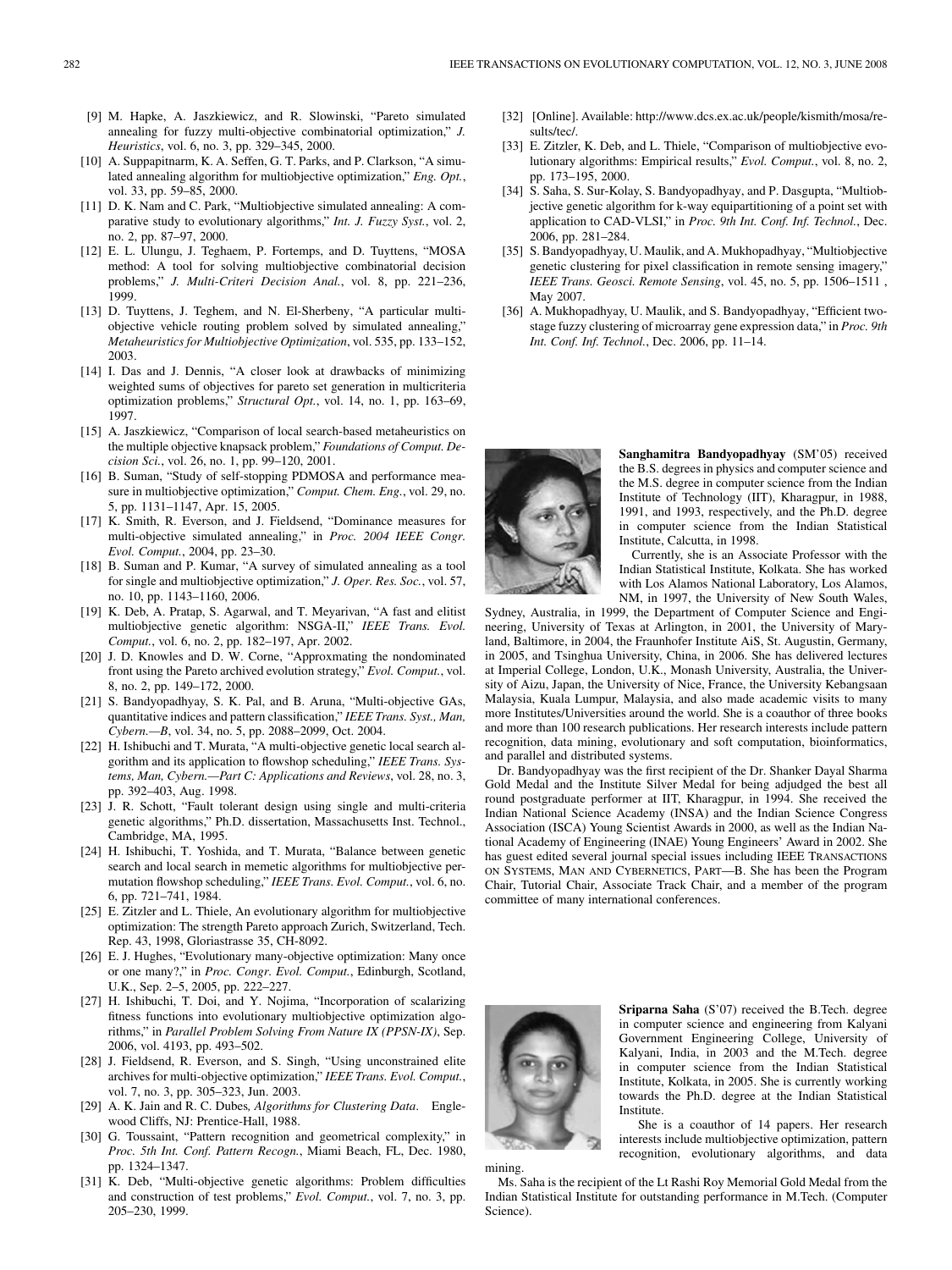[9] M. Hapke, A. Jaszkiewicz, and R. Slowinski, "Pareto simulated annealing for fuzzy multi-objective combinatorial optimization," *J. Heuristics*, vol. 6, no. 3, pp. 329–345, 2000.

[10] A. Suppapitnarm, K. A. Seffen, G. T. Parks, and P. Clarkson, "A simulated annealing algorithm for multiobjective optimization," *Eng. Opt.*, vol. 33, pp. 59–85, 2000.

[11] D. K. Nam and C. Park, "Multiobjective simulated annealing: A comparative study to evolutionary algorithms," *Int. J. Fuzzy Syst.*, vol. 2, no. 2, pp. 87–97, 2000.

[12] E. L. Ulungu, J. Teghaem, P. Fortemps, and D. Tuyttens, "MOSA method: A tool for solving multiobjective combinatorial decision problems," *J. Multi-Criteri Decision Anal.*, vol. 8, pp. 221–236, 1999.

[13] D. Tuyttens, J. Teghem, and N. El-Sherbeny, "A particular multiobjective vehicle routing problem solved by simulated annealing," *Metaheuristics for Multiobjective Optimization*, vol. 535, pp. 133–152, 2003.

[14] I. Das and J. Dennis, "A closer look at drawbacks of minimizing weighted sums of objectives for pareto set generation in multicriteria optimization problems," *Structural Opt.*, vol. 14, no. 1, pp. 163–69, 1997.

[15] A. Jaszkiewicz, "Comparison of local search-based metaheuristics on the multiple objective knapsack problem," *Foundations of Comput. Decision Sci.*, vol. 26, no. 1, pp. 99–120, 2001.

[16] B. Suman, "Study of self-stopping PDMOSA and performance measure in multiobjective optimization," *Comput. Chem. Eng.*, vol. 29, no. 5, pp. 1131–1147, Apr. 15, 2005.

[17] K. Smith, R. Everson, and J. Fieldsend, "Dominance measures for multi-objective simulated annealing," in *Proc. 2004 IEEE Congr. Evol. Comput.*, 2004, pp. 23–30.

[18] B. Suman and P. Kumar, "A survey of simulated annealing as a tool for single and multiobjective optimization," *J. Oper. Res. Soc.*, vol. 57, no. 10, pp. 1143–1160, 2006.

[19] K. Deb, A. Pratap, S. Agarwal, and T. Meyarivan, "A fast and elitist multiobjective genetic algorithm: NSGA-II," *IEEE Trans. Evol. Comput.*, vol. 6, no. 2, pp. 182–197, Apr. 2002.

[20] J. D. Knowles and D. W. Corne, "Approxmating the nondominated front using the Pareto archived evolution strategy," *Evol. Comput.*, vol. 8, no. 2, pp. 149–172, 2000.

[21] S. Bandyopadhyay, S. K. Pal, and B. Aruna, "Multi-objective GAs, quantitative indices and pattern classification," *IEEE Trans. Syst., Man, Cybern.—B*, vol. 34, no. 5, pp. 2088–2099, Oct. 2004.

[22] H. Ishibuchi and T. Murata, "A multi-objective genetic local search algorithm and its application to flowshop scheduling," *IEEE Trans. Systems, Man, Cybern.—Part C: Applications and Reviews*, vol. 28, no. 3, pp. 392–403, Aug. 1998.

[23] J. R. Schott, "Fault tolerant design using single and multi-criteria genetic algorithms," Ph.D. dissertation, Massachusetts Inst. Technol., Cambridge, MA, 1995.

[24] H. Ishibuchi, T. Yoshida, and T. Murata, "Balance between genetic search and local search in memetic algorithms for multiobjective permutation flowshop scheduling," *IEEE Trans. Evol. Comput.*, vol. 6, no. 6, pp. 721–741, 1984.

[25] E. Zitzler and L. Thiele, An evolutionary algorithm for multiobjective optimization: The strength Pareto approach Zurich, Switzerland, Tech. Rep. 43, 1998, Gloriastrasse 35, CH-8092.

[26] E. J. Hughes, "Evolutionary many-objective optimization: Many once or one many?," in *Proc. Congr. Evol. Comput.*, Edinburgh, Scotland, U.K., Sep. 2–5, 2005, pp. 222–227.

[27] H. Ishibuchi, T. Doi, and Y. Nojima, "Incorporation of scalarizing fitness functions into evolutionary multiobjective optimization algorithms," in *Parallel Problem Solving From Nature IX (PPSN-IX)*, Sep. 2006, vol. 4193, pp. 493–502.

[28] J. Fieldsend, R. Everson, and S. Singh, "Using unconstrained elite archives for multi-objective optimization," *IEEE Trans. Evol. Comput.*, vol. 7, no. 3, pp. 305–323, Jun. 2003.

[29] A. K. Jain and R. C. Dubes, *Algorithms for Clustering Data*. Englewood Cliffs, NJ: Prentice-Hall, 1988.

[30] G. Toussaint, "Pattern recognition and geometrical complexity," in *Proc. 5th Int. Conf. Pattern Recogn.*, Miami Beach, FL, Dec. 1980, pp. 1324–1347.

[31] K. Deb, "Multi-objective genetic algorithms: Problem difficulties and construction of test problems," *Evol. Comput.*, vol. 7, no. 3, pp. 205–230, 1999.

[32] [Online]. Available: http://www.dcs.ex.ac.uk/people/kismith/mosa/results/tec/.

[33] E. Zitzler, K. Deb, and L. Thiele, "Comparison of multiobjective evolutionary algorithms: Empirical results," *Evol. Comput.*, vol. 8, no. 2, pp. 173–195, 2000.

[34] S. Saha, S. Sur-Kolay, S. Bandyopadhyay, and P. Dasgupta, "Multiobjective genetic algorithm for k-way equipartitioning of a point set with application to CAD-VLSI," in *Proc. 9th Int. Conf. Inf. Technol.*, Dec. 2006, pp. 281–284.

[35] S. Bandyopadhyay, U. Maulik, and A. Mukhopadhyay, "Multiobjective genetic clustering for pixel classification in remote sensing imagery," *IEEE Trans. Geosci. Remote Sensing*, vol. 45, no. 5, pp. 1506–1511 , May 2007.

[36] A. Mukhopadhyay, U. Maulik, and S. Bandyopadhyay, "Efficient two-stage fuzzy clustering of microarray gene expression data," in *Proc. 9th Int. Conf. Inf. Technol.*, Dec. 2006, pp. 11–14.

**Sanghamitra Bandyopadhyay** (SM'05) received the B.S. degrees in physics and computer science and the M.S. degree in computer science from the Indian Institute of Technology (IIT), Kharagpur, in 1988, 1991, and 1993, respectively, and the Ph.D. degree in computer science from the Indian Statistical Institute, Calcutta, in 1998.

Currently, she is an Associate Professor with the Indian Statistical Institute, Kolkata. She has worked with Los Alamos National Laboratory, Los Alamos, NM, in 1997, the University of New South Wales, Sydney, Australia, in 1999, the Department of Computer Science and Engineering, University of Texas at Arlington, in 2001, the University of Maryland, Baltimore, in 2004, the Fraunhofer Institute AiS, St. Augustin, Germany, in 2005, and Tsinghua University, China, in 2006. She has delivered lectures at Imperial College, London, U.K., Monash University, Australia, the University of Aizu, Japan, the University of Nice, France, the University Kebangsaan Malaysia, Kuala Lumpur, Malaysia, and also made academic visits to many more Institutes/Universities around the world. She is a coauthor of three books and more than 100 research publications. Her research interests include pattern recognition, data mining, evolutionary and soft computation, bioinformatics, and parallel and distributed systems.

Dr. Bandyopadhyay was the first recipient of the Dr. Shanker Dayal Sharma Gold Medal and the Institute Silver Medal for being adjudged the best all round postgraduate performer at IIT, Kharagpur, in 1994. She received the Indian National Science Academy (INSA) and the Indian Science Congress Association (ISCA) Young Scientist Awards in 2000, as well as the Indian National Academy of Engineering (INAE) Young Engineers' Award in 2002. She has guest edited several journal special issues including IEEE TRANSACTIONS ON SYSTEMS, MAN AND CYBERNETICS, PART—B. She has been the Program Chair, Tutorial Chair, Associate Track Chair, and a member of the program committee of many international conferences.

**Sriparna Saha** (S'07) received the B.Tech. degree in computer science and engineering from Kalyani Government Engineering College, University of Kalyani, India, in 2003 and the M.Tech. degree in computer science from the Indian Statistical Institute, Kolkata, in 2005. She is currently working towards the Ph.D. degree at the Indian Statistical Institute.

She is a coauthor of 14 papers. Her research interests include multiobjective optimization, pattern recognition, evolutionary algorithms, and data mining.

Ms. Saha is the recipient of the Lt Rashi Roy Memorial Gold Medal from the Indian Statistical Institute for outstanding performance in M.Tech. (Computer Science).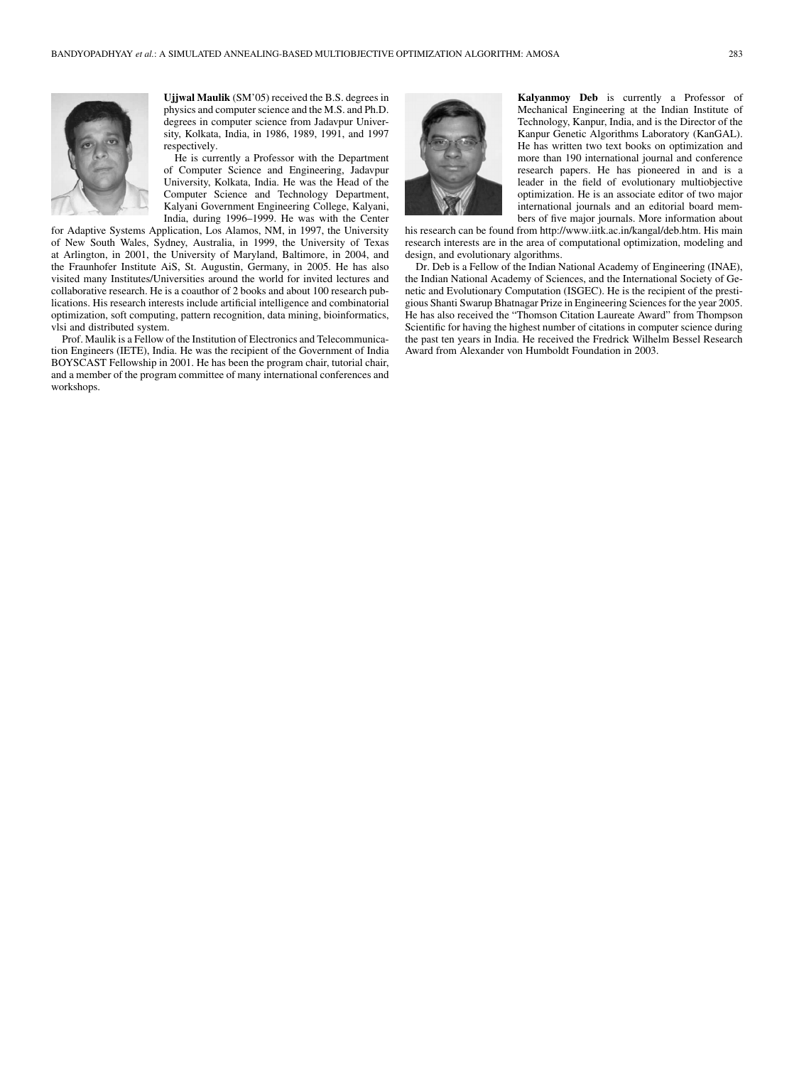**Ujjwal Maulik** (SM'05) received the B.S. degrees in physics and computer science and the M.S. and Ph.D. degrees in computer science from Jadavpur University, Kolkata, India, in 1986, 1989, 1991, and 1997 respectively.

He is currently a Professor with the Department of Computer Science and Engineering, Jadavpur University, Kolkata, India. He was the Head of the Computer Science and Technology Department, Kalyani Government Engineering College, Kalyani, India, during 1996–1999. He was with the Center for Adaptive Systems Application, Los Alamos, NM, in 1997, the University of New South Wales, Sydney, Australia, in 1999, the University of Texas at Arlington, in 2001, the University of Maryland, Baltimore, in 2004, and the Fraunhofer Institute AiS, St. Augustin, Germany, in 2005. He has also visited many Institutes/Universities around the world for invited lectures and collaborative research. He is a coauthor of 2 books and about 100 research publications. His research interests include artificial intelligence and combinatorial optimization, soft computing, pattern recognition, data mining, bioinformatics, vlsi and distributed system.

Prof. Maulik is a Fellow of the Institution of Electronics and Telecommunication Engineers (IETE), India. He was the recipient of the Government of India BOYSCAST Fellowship in 2001. He has been the program chair, tutorial chair, and a member of the program committee of many international conferences and workshops.

**Kalyanmoy Deb** is currently a Professor of Mechanical Engineering at the Indian Institute of Technology, Kanpur, India, and is the Director of the Kanpur Genetic Algorithms Laboratory (KanGAL). He has written two text books on optimization and more than 190 international journal and conference research papers. He has pioneered in and is a leader in the field of evolutionary multiobjective optimization. He is an associate editor of two major international journals and an editorial board members of five major journals. More information about his research can be found from http://www.iitk.ac.in/kangal/deb.htm. His main research interests are in the area of computational optimization, modeling and design, and evolutionary algorithms.

Dr. Deb is a Fellow of the Indian National Academy of Engineering (INAE), the Indian National Academy of Sciences, and the International Society of Genetic and Evolutionary Computation (ISGEC). He is the recipient of the prestigious Shanti Swarup Bhatnagar Prize in Engineering Sciences for the year 2005. He has also received the "Thomson Citation Laureate Award" from Thompson Scientific for having the highest number of citations in computer science during the past ten years in India. He received the Fredrick Wilhelm Bessel Research Award from Alexander von Humboldt Foundation in 2003.